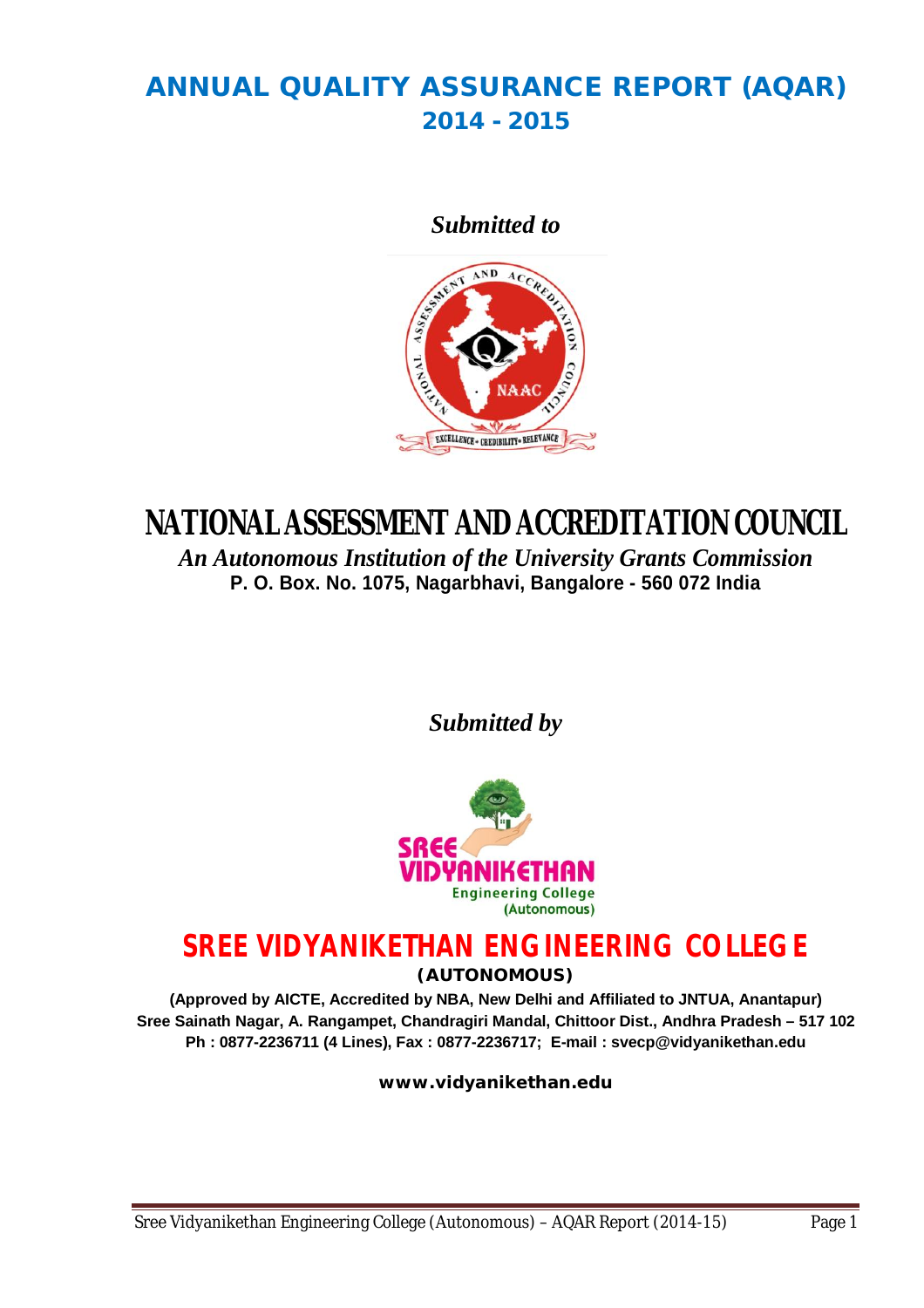# ANNUAL QUALITY ASSURANCE REPORT (AQAR)

## 2014 - 2015

***Submitted to***

# NATIONAL ASSESSMENT AND ACCREDITATION COUNCIL

***An Autonomous Institution of the University Grants Commission***

**P. O. Box. No. 1075, Nagarbhavi, Bangalore - 560 072 India**

***Submitted by***

# SREE VIDYANIKETHAN ENGINEERING COLLEGE

**(AUTONOMOUS)**

**(Approved by AICTE, Accredited by NBA, New Delhi and Affiliated to JNTUA, Anantapur)**

**Sree Sainath Nagar, A. Rangampet, Chandragiri Mandal, Chittoor Dist., Andhra Pradesh – 517 102**

**Ph : 0877-2236711 (4 Lines), Fax : 0877-2236717; E-mail : svecp@vidyanikethan.edu**

**www.vidyanikethan.edu**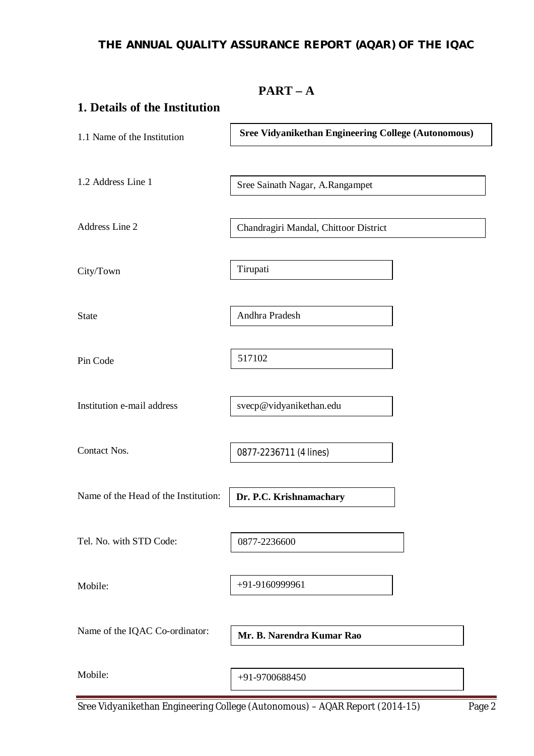# THE ANNUAL QUALITY ASSURANCE REPORT (AQAR) OF THE IQAC

## PART – A

### 1. Details of the Institution

| | |
|---|---|
| 1.1 Name of the Institution | **Sree Vidyanikethan Engineering College (Autonomous)** |
| 1.2 Address Line 1 | Sree Sainath Nagar, A.Rangampet |
| Address Line 2 | Chandragiri Mandal, Chittoor District |
| City/Town | Tirupati |
| State | Andhra Pradesh |
| Pin Code | 517102 |
| Institution e-mail address | svecp@vidyanikethan.edu |
| Contact Nos. | 0877-2236711 (4 lines) |
| Name of the Head of the Institution: | **Dr. P.C. Krishnamachary** |
| Tel. No. with STD Code: | 0877-2236600 |
| Mobile: | +91-9160999961 |
| Name of the IQAC Co-ordinator: | **Mr. B. Narendra Kumar Rao** |
| Mobile: | +91-9700688450 |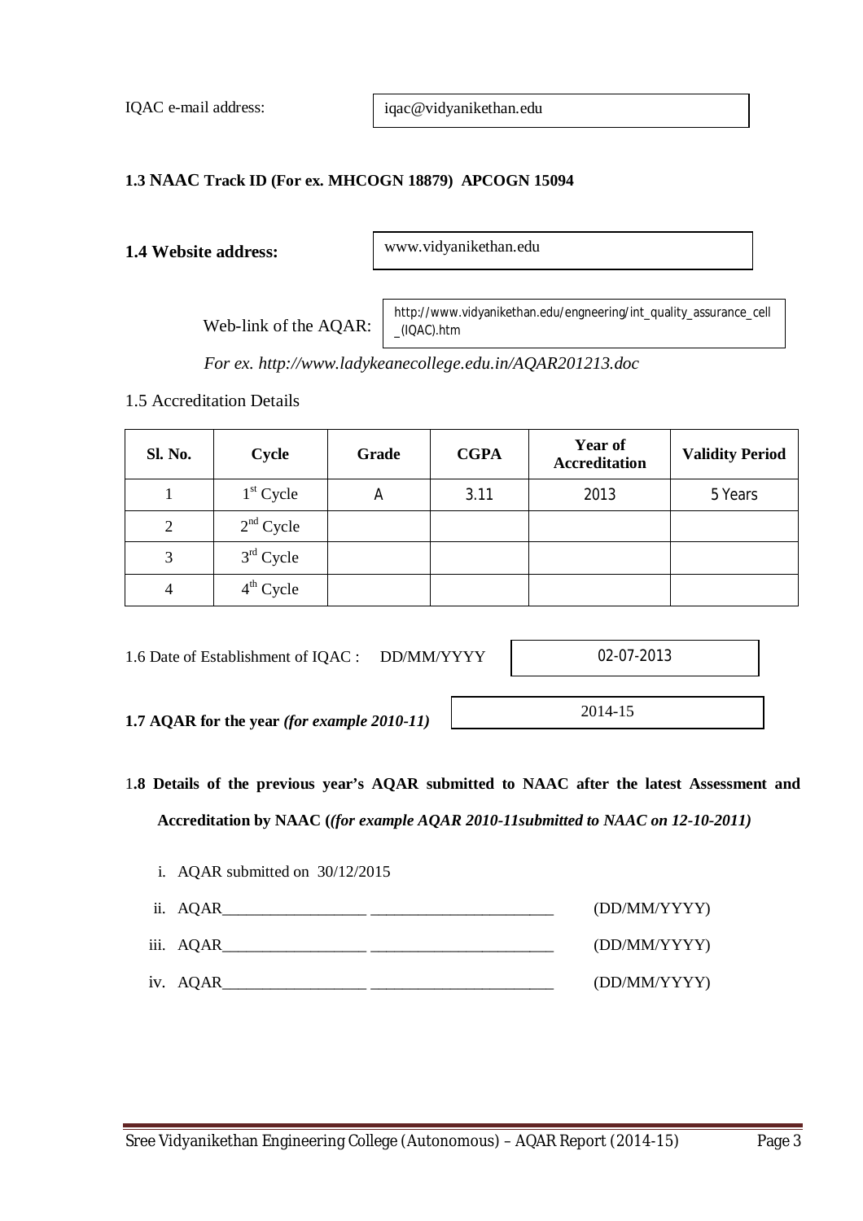IQAC e-mail address: iqac@vidyanikethan.edu

**1.3 NAAC Track ID (For ex. MHCOGN 18879) APCOGN 15094**

**1.4 Website address:** www.vidyanikethan.edu

Web-link of the AQAR: http://www.vidyanikethan.edu/engneering/int_quality_assurance_cell_(IQAC).htm

*For ex. http://www.ladykeanecollege.edu.in/AQAR201213.doc*

1.5 Accreditation Details

| Sl. No. | Cycle | Grade | CGPA | Year of Accreditation | Validity Period |
|---|---|---|---|---|---|
| 1 | 1st Cycle | A | 3.11 | 2013 | 5 Years |
| 2 | 2nd Cycle | | | | |
| 3 | 3rd Cycle | | | | |
| 4 | 4th Cycle | | | | |

1.6 Date of Establishment of IQAC : DD/MM/YYYY 02-07-2013

**1.7 AQAR for the year** ***(for example 2010-11)*** 2014-15

**1.8 Details of the previous year's AQAR submitted to NAAC after the latest Assessment and Accreditation by NAAC (*(for example AQAR 2010-11submitted to NAAC on 12-10-2011)***

i. AQAR submitted on 30/12/2015

ii. AQAR__________________ _______________________ (DD/MM/YYYY)

iii. AQAR__________________ _______________________ (DD/MM/YYYY)

iv. AQAR__________________ _______________________ (DD/MM/YYYY)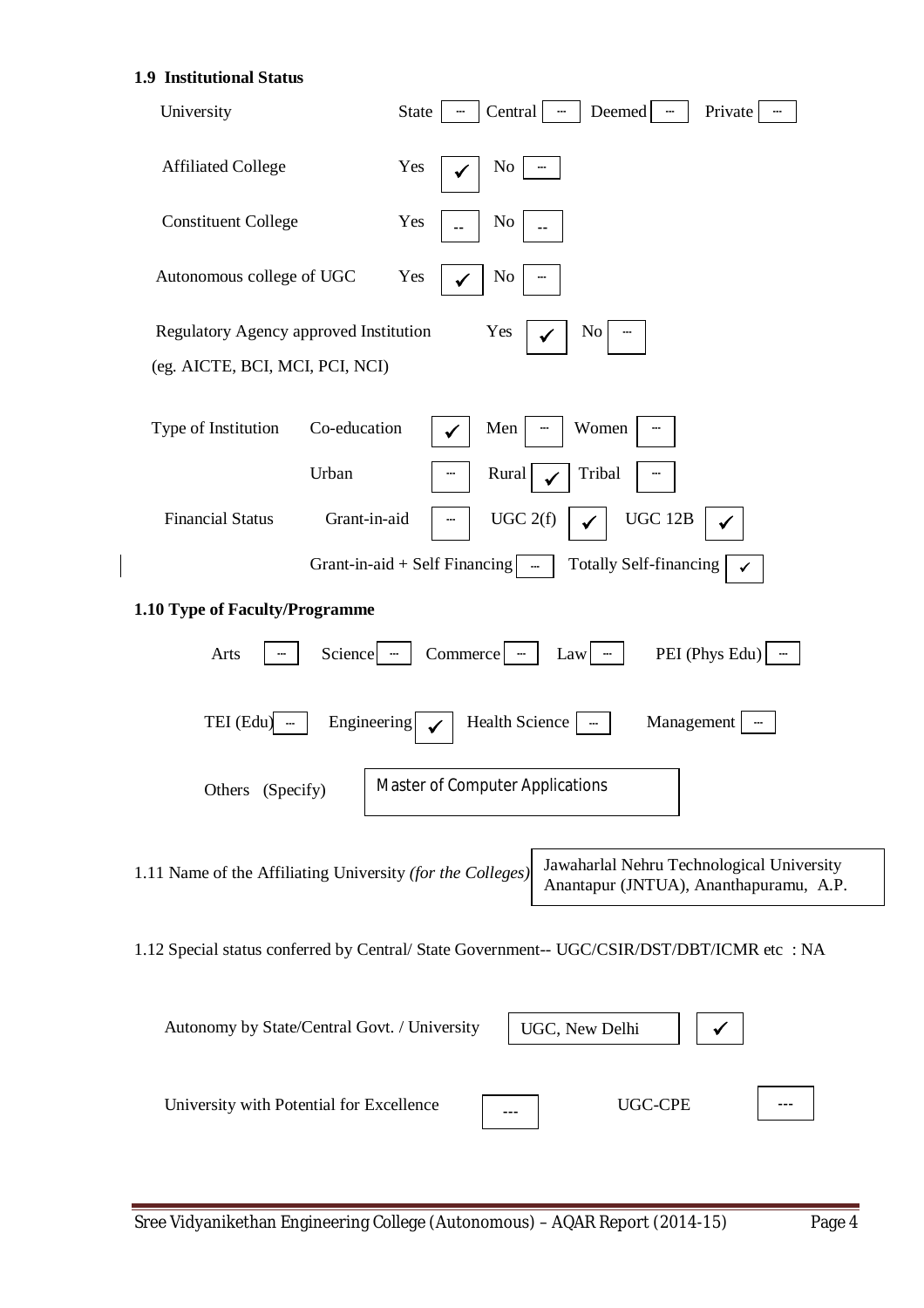**1.9 Institutional Status**

University State --- Central --- Deemed --- Private ---

Affiliated College Yes ✓ No ---

Constituent College Yes -- No --

Autonomous college of UGC Yes ✓ No ---

Regulatory Agency approved Institution Yes ✓ No ---

(eg. AICTE, BCI, MCI, PCI, NCI)

Type of Institution Co-education ✓ Men --- Women ---

Urban --- Rural ✓ Tribal ---

Financial Status Grant-in-aid --- UGC 2(f) ✓ UGC 12B ✓

Grant-in-aid + Self Financing --- Totally Self-financing ✓

**1.10 Type of Faculty/Programme**

Arts --- Science --- Commerce --- Law --- PEI (Phys Edu) ---

TEI (Edu) --- Engineering ✓ Health Science --- Management ---

Others (Specify) Master of Computer Applications

1.11 Name of the Affiliating University *(for the Colleges)* Jawaharlal Nehru Technological University Anantapur (JNTUA), Ananthapuramu, A.P.

1.12 Special status conferred by Central/ State Government-- UGC/CSIR/DST/DBT/ICMR etc : NA

Autonomy by State/Central Govt. / University UGC, New Delhi ✓

University with Potential for Excellence --- UGC-CPE ---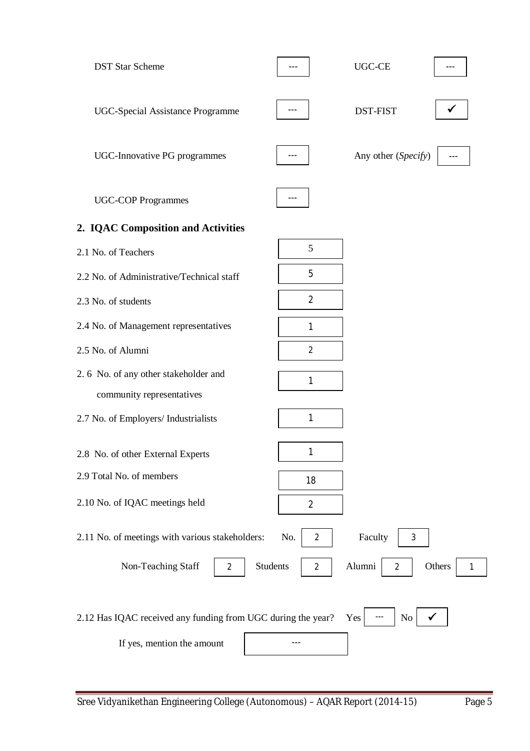| | | | |
|---|---|---|---|
| DST Star Scheme | --- | UGC-CE | --- |
| UGC-Special Assistance Programme | --- | DST-FIST | ✓ |
| UGC-Innovative PG programmes | --- | Any other (*Specify*) | --- |
| UGC-COP Programmes | --- | | |

## 2. IQAC Composition and Activities

| | |
|---|---|
| 2.1 No. of Teachers | 5 |
| 2.2 No. of Administrative/Technical staff | 5 |
| 2.3 No. of students | 2 |
| 2.4 No. of Management representatives | 1 |
| 2.5 No. of Alumni | 2 |
| 2. 6 No. of any other stakeholder and community representatives | 1 |
| 2.7 No. of Employers/ Industrialists | 1 |
| 2.8 No. of other External Experts | 1 |
| 2.9 Total No. of members | 18 |
| 2.10 No. of IQAC meetings held | 2 |

2.11 No. of meetings with various stakeholders: No. 2 Faculty 3

Non-Teaching Staff 2 Students 2 Alumni 2 Others 1

2.12 Has IQAC received any funding from UGC during the year? Yes --- No ✓

If yes, mention the amount ---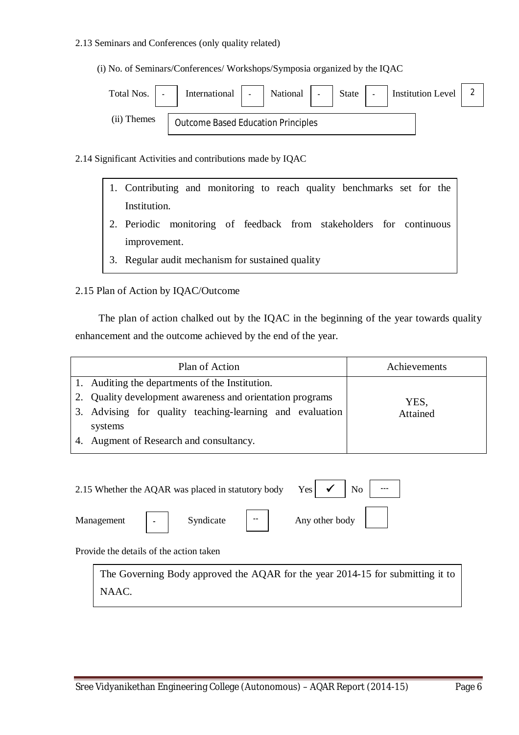2.13 Seminars and Conferences (only quality related)

(i) No. of Seminars/Conferences/ Workshops/Symposia organized by the IQAC

| Total Nos. | International | National | State | Institution Level |
|---|---|---|---|---|
| - | - | - | - | 2 |

(ii) Themes: Outcome Based Education Principles

2.14 Significant Activities and contributions made by IQAC

1. Contributing and monitoring to reach quality benchmarks set for the Institution.
2. Periodic monitoring of feedback from stakeholders for continuous improvement.
3. Regular audit mechanism for sustained quality

2.15 Plan of Action by IQAC/Outcome

The plan of action chalked out by the IQAC in the beginning of the year towards quality enhancement and the outcome achieved by the end of the year.

| Plan of Action | Achievements |
|---|---|
| 1. Auditing the departments of the Institution.<br>2. Quality development awareness and orientation programs<br>3. Advising for quality teaching-learning and evaluation systems<br>4. Augment of Research and consultancy. | YES, Attained |

2.15 Whether the AQAR was placed in statutory body Yes ✓ No ---

Management - Syndicate -- Any other body

Provide the details of the action taken

The Governing Body approved the AQAR for the year 2014-15 for submitting it to NAAC.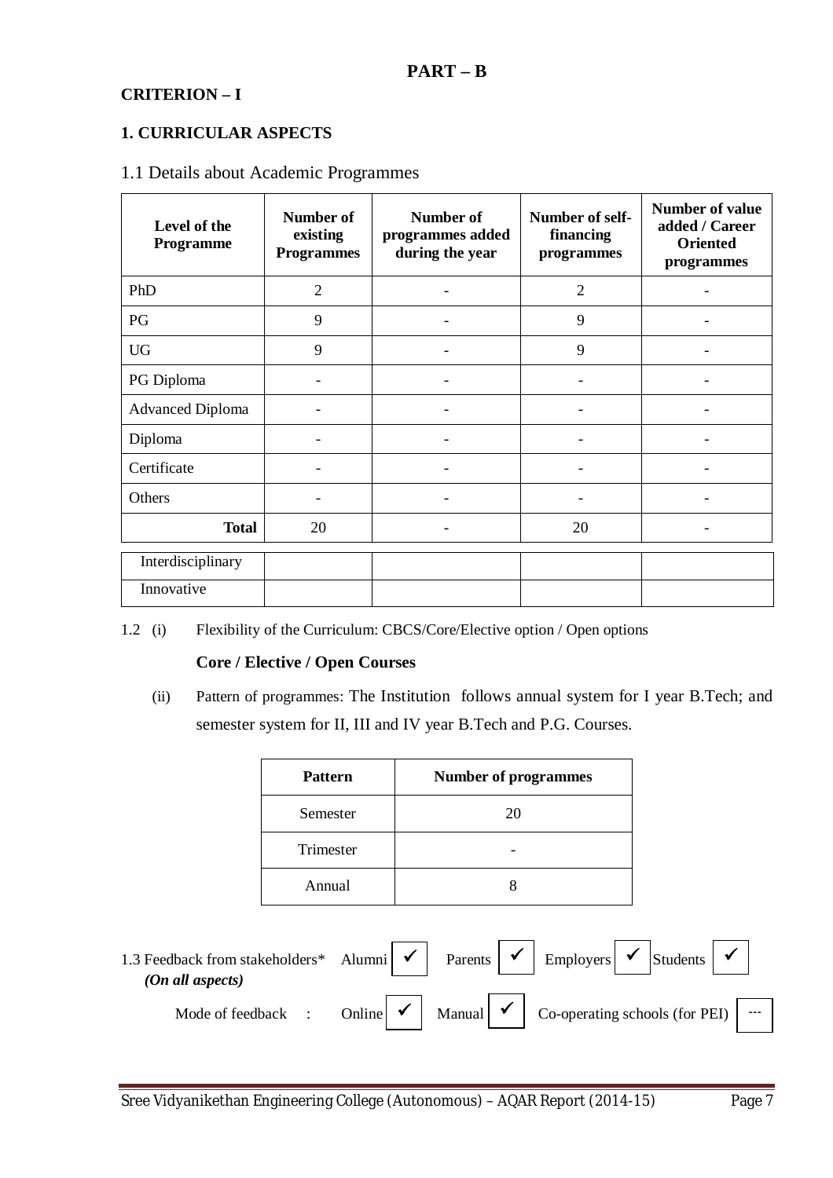## PART – B

**CRITERION – I**

**1. CURRICULAR ASPECTS**

1.1 Details about Academic Programmes

| Level of the Programme | Number of existing Programmes | Number of programmes added during the year | Number of self-financing programmes | Number of value added / Career Oriented programmes |
|---|---|---|---|---|
| PhD | 2 | - | 2 | - |
| PG | 9 | - | 9 | - |
| UG | 9 | - | 9 | - |
| PG Diploma | - | - | - | - |
| Advanced Diploma | - | - | - | - |
| Diploma | - | - | - | - |
| Certificate | - | - | - | - |
| Others | - | - | - | - |
| **Total** | 20 | - | 20 | - |
| Interdisciplinary | | | | |
| Innovative | | | | |

1.2 (i) Flexibility of the Curriculum: CBCS/Core/Elective option / Open options

**Core / Elective / Open Courses**

(ii) Pattern of programmes: The Institution follows annual system for I year B.Tech; and semester system for II, III and IV year B.Tech and P.G. Courses.

| Pattern | Number of programmes |
|---|---|
| Semester | 20 |
| Trimester | - |
| Annual | 8 |

1.3 Feedback from stakeholders* *(On all aspects)* Alumni ✓ Parents ✓ Employers ✓ Students ✓

Mode of feedback : Online ✓ Manual ✓ Co-operating schools (for PEI) ---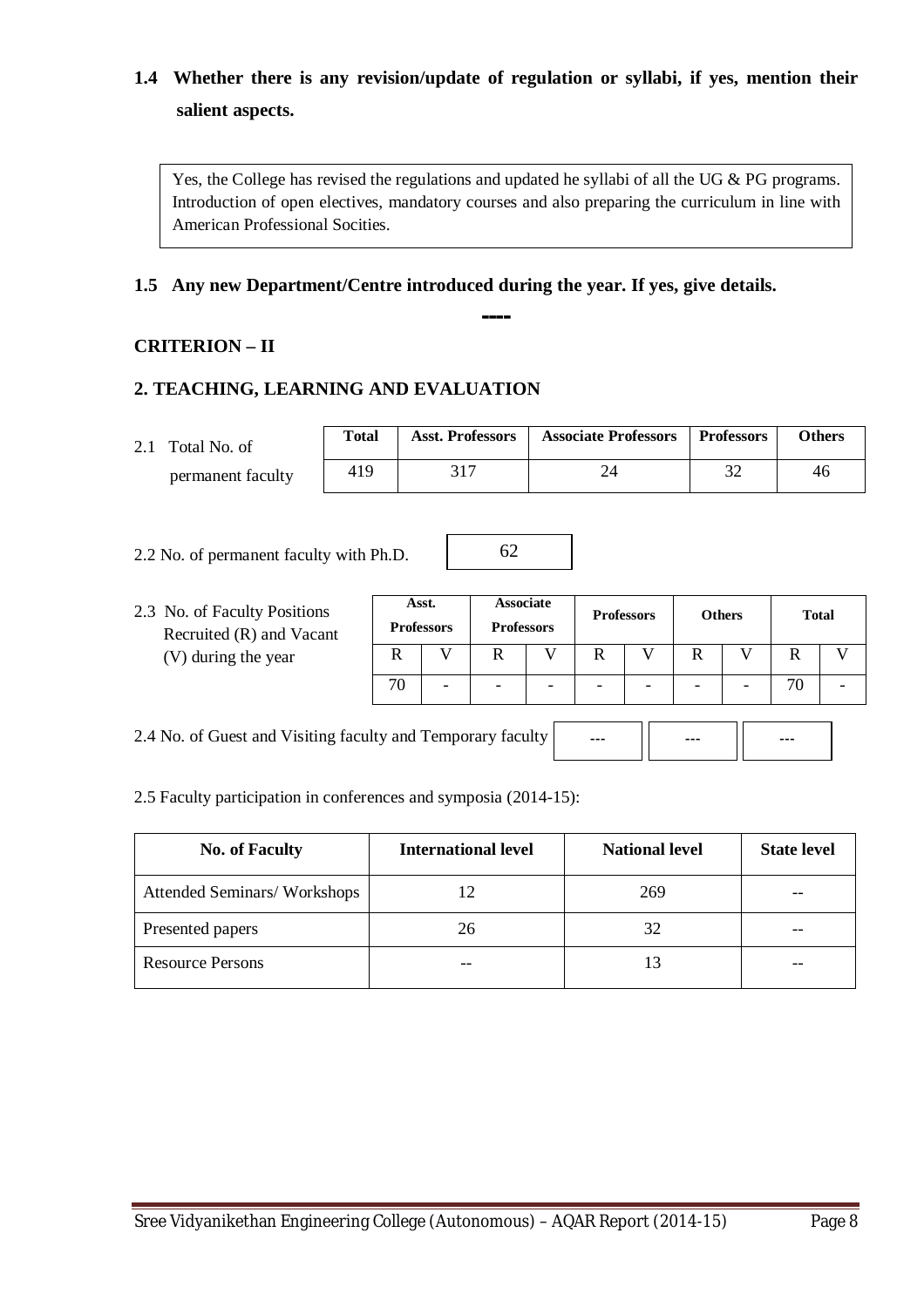**1.4 Whether there is any revision/update of regulation or syllabi, if yes, mention their salient aspects.**

Yes, the College has revised the regulations and updated he syllabi of all the UG & PG programs. Introduction of open electives, mandatory courses and also preparing the curriculum in line with American Professional Socities.

**1.5 Any new Department/Centre introduced during the year. If yes, give details.**

----

**CRITERION – II**

**2. TEACHING, LEARNING AND EVALUATION**

2.1 Total No. of permanent faculty

| Total | Asst. Professors | Associate Professors | Professors | Others |
|---|---|---|---|---|
| 419 | 317 | 24 | 32 | 46 |

2.2 No. of permanent faculty with Ph.D.: 62

2.3 No. of Faculty Positions Recruited (R) and Vacant (V) during the year

| Asst. Professors | | Associate Professors | | Professors | | Others | | Total | |
|---|---|---|---|---|---|---|---|---|---|
| R | V | R | V | R | V | R | V | R | V |
| 70 | - | - | - | - | - | - | - | 70 | - |

2.4 No. of Guest and Visiting faculty and Temporary faculty

| | | |
|---|---|---|
| --- | --- | --- |

2.5 Faculty participation in conferences and symposia (2014-15):

| No. of Faculty | International level | National level | State level |
|---|---|---|---|
| Attended Seminars/ Workshops | 12 | 269 | -- |
| Presented papers | 26 | 32 | -- |
| Resource Persons | -- | 13 | -- |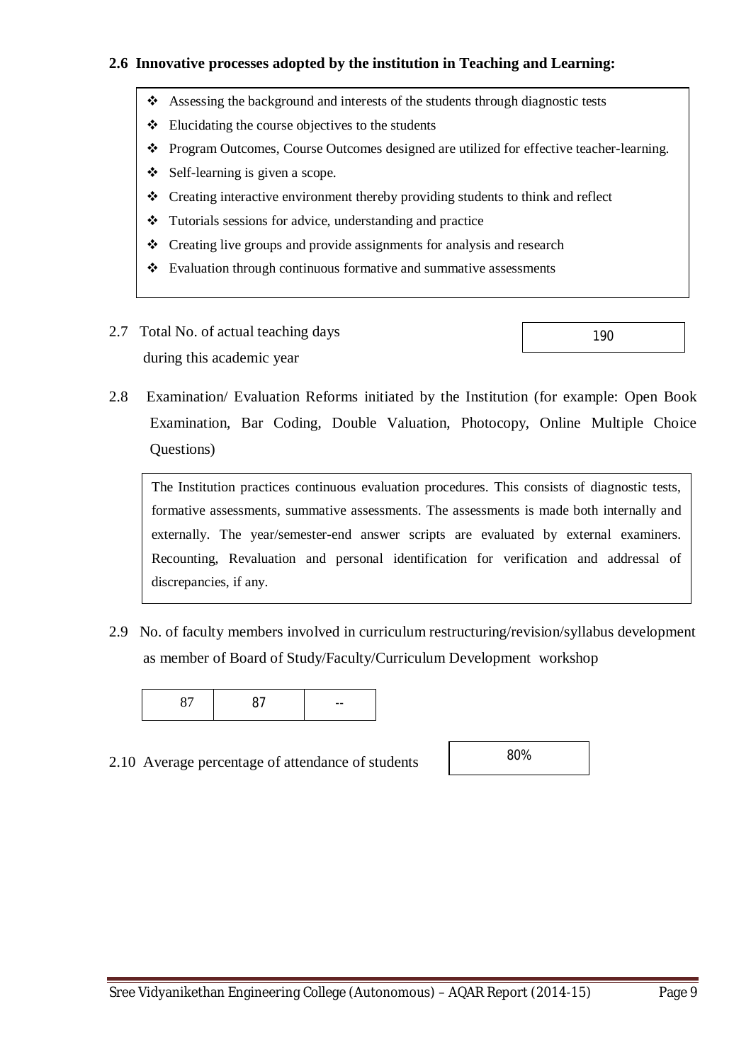**2.6 Innovative processes adopted by the institution in Teaching and Learning:**

- Assessing the background and interests of the students through diagnostic tests
- Elucidating the course objectives to the students
- Program Outcomes, Course Outcomes designed are utilized for effective teacher-learning.
- Self-learning is given a scope.
- Creating interactive environment thereby providing students to think and reflect
- Tutorials sessions for advice, understanding and practice
- Creating live groups and provide assignments for analysis and research
- Evaluation through continuous formative and summative assessments

2.7 Total No. of actual teaching days during this academic year

| |
|---|
| 190 |

2.8 Examination/ Evaluation Reforms initiated by the Institution (for example: Open Book Examination, Bar Coding, Double Valuation, Photocopy, Online Multiple Choice Questions)

The Institution practices continuous evaluation procedures. This consists of diagnostic tests, formative assessments, summative assessments. The assessments is made both internally and externally. The year/semester-end answer scripts are evaluated by external examiners. Recounting, Revaluation and personal identification for verification and addressal of discrepancies, if any.

2.9 No. of faculty members involved in curriculum restructuring/revision/syllabus development as member of Board of Study/Faculty/Curriculum Development workshop

| | | |
|---|---|---|
| 87 | 87 | -- |

2.10 Average percentage of attendance of students

| |
|---|
| 80% |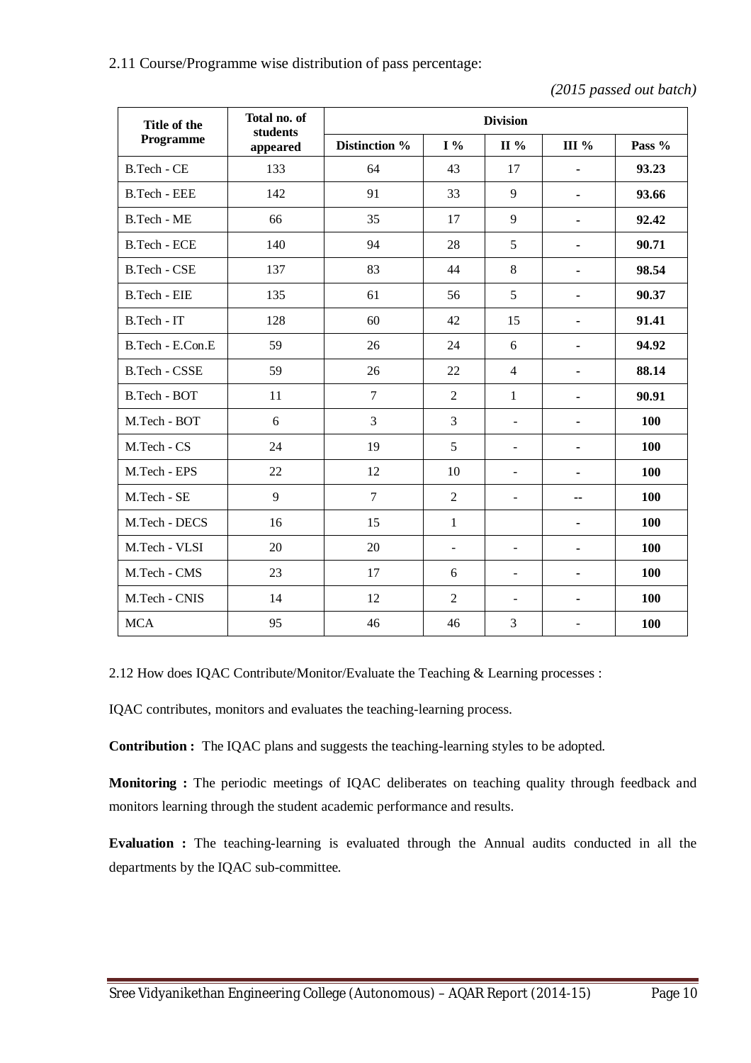2.11 Course/Programme wise distribution of pass percentage:

*(2015 passed out batch)*

| Title of the Programme | Total no. of students appeared | Division | | | | |
|---|---|---|---|---|---|---|
| | | Distinction % | I % | II % | III % | Pass % |
| B.Tech - CE | 133 | 64 | 43 | 17 | - | **93.23** |
| B.Tech - EEE | 142 | 91 | 33 | 9 | - | **93.66** |
| B.Tech - ME | 66 | 35 | 17 | 9 | - | **92.42** |
| B.Tech - ECE | 140 | 94 | 28 | 5 | - | **90.71** |
| B.Tech - CSE | 137 | 83 | 44 | 8 | - | **98.54** |
| B.Tech - EIE | 135 | 61 | 56 | 5 | - | **90.37** |
| B.Tech - IT | 128 | 60 | 42 | 15 | - | **91.41** |
| B.Tech - E.Con.E | 59 | 26 | 24 | 6 | - | **94.92** |
| B.Tech - CSSE | 59 | 26 | 22 | 4 | - | **88.14** |
| B.Tech - BOT | 11 | 7 | 2 | 1 | - | **90.91** |
| M.Tech - BOT | 6 | 3 | 3 | - | - | **100** |
| M.Tech - CS | 24 | 19 | 5 | - | - | **100** |
| M.Tech - EPS | 22 | 12 | 10 | - | - | **100** |
| M.Tech - SE | 9 | 7 | 2 | - | -- | **100** |
| M.Tech - DECS | 16 | 15 | 1 | | - | **100** |
| M.Tech - VLSI | 20 | 20 | - | - | - | **100** |
| M.Tech - CMS | 23 | 17 | 6 | - | - | **100** |
| M.Tech - CNIS | 14 | 12 | 2 | - | - | **100** |
| MCA | 95 | 46 | 46 | 3 | - | **100** |

2.12 How does IQAC Contribute/Monitor/Evaluate the Teaching & Learning processes :

IQAC contributes, monitors and evaluates the teaching-learning process.

**Contribution :** The IQAC plans and suggests the teaching-learning styles to be adopted.

**Monitoring :** The periodic meetings of IQAC deliberates on teaching quality through feedback and monitors learning through the student academic performance and results.

**Evaluation :** The teaching-learning is evaluated through the Annual audits conducted in all the departments by the IQAC sub-committee.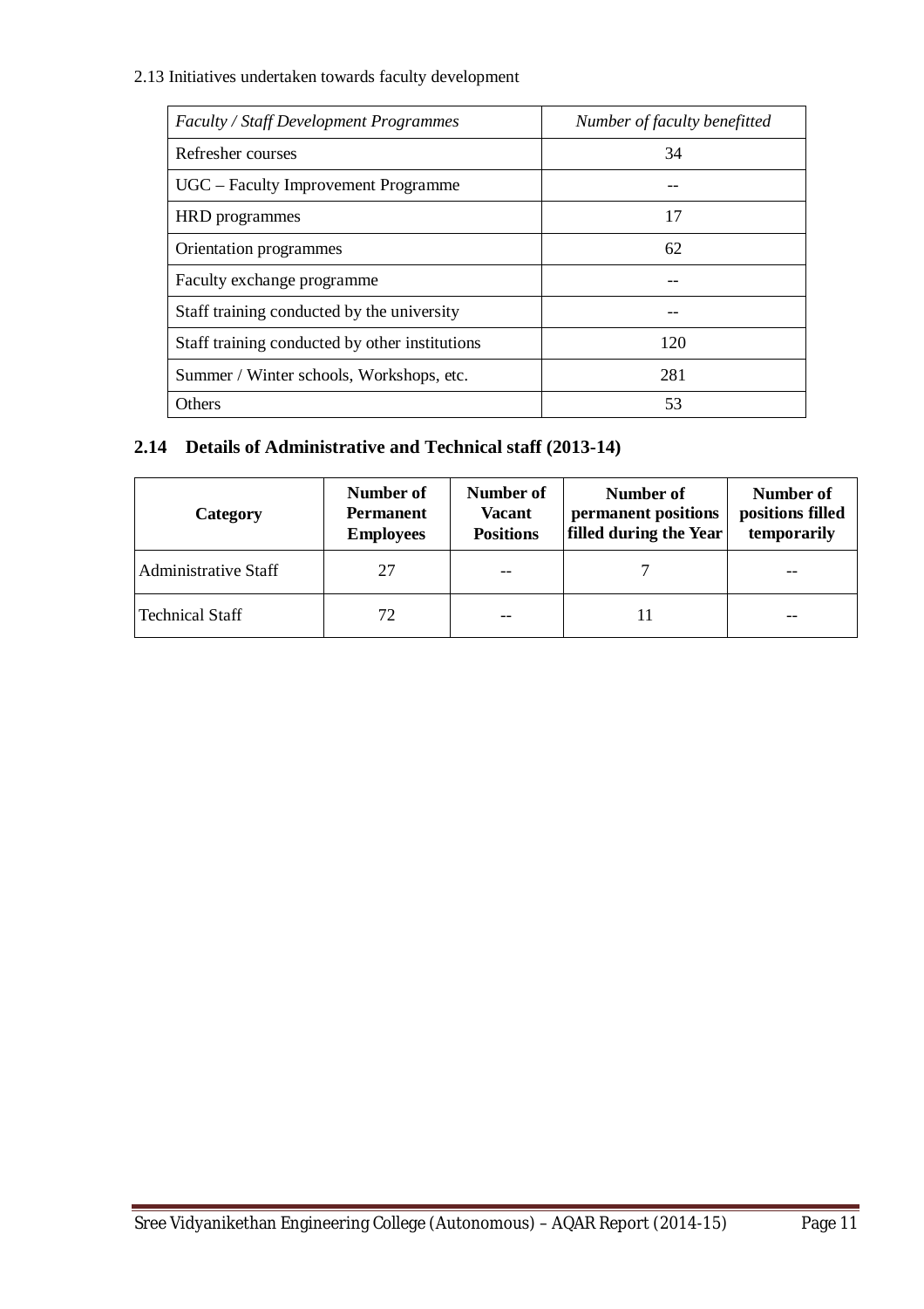2.13 Initiatives undertaken towards faculty development

| *Faculty / Staff Development Programmes* | *Number of faculty benefitted* |
| --- | --- |
| Refresher courses | 34 |
| UGC – Faculty Improvement Programme | -- |
| HRD programmes | 17 |
| Orientation programmes | 62 |
| Faculty exchange programme | -- |
| Staff training conducted by the university | -- |
| Staff training conducted by other institutions | 120 |
| Summer / Winter schools, Workshops, etc. | 281 |
| Others | 53 |

## 2.14 Details of Administrative and Technical staff (2013-14)

| **Category** | **Number of Permanent Employees** | **Number of Vacant Positions** | **Number of permanent positions filled during the Year** | **Number of positions filled temporarily** |
| --- | --- | --- | --- | --- |
| Administrative Staff | 27 | -- | 7 | -- |
| Technical Staff | 72 | -- | 11 | -- |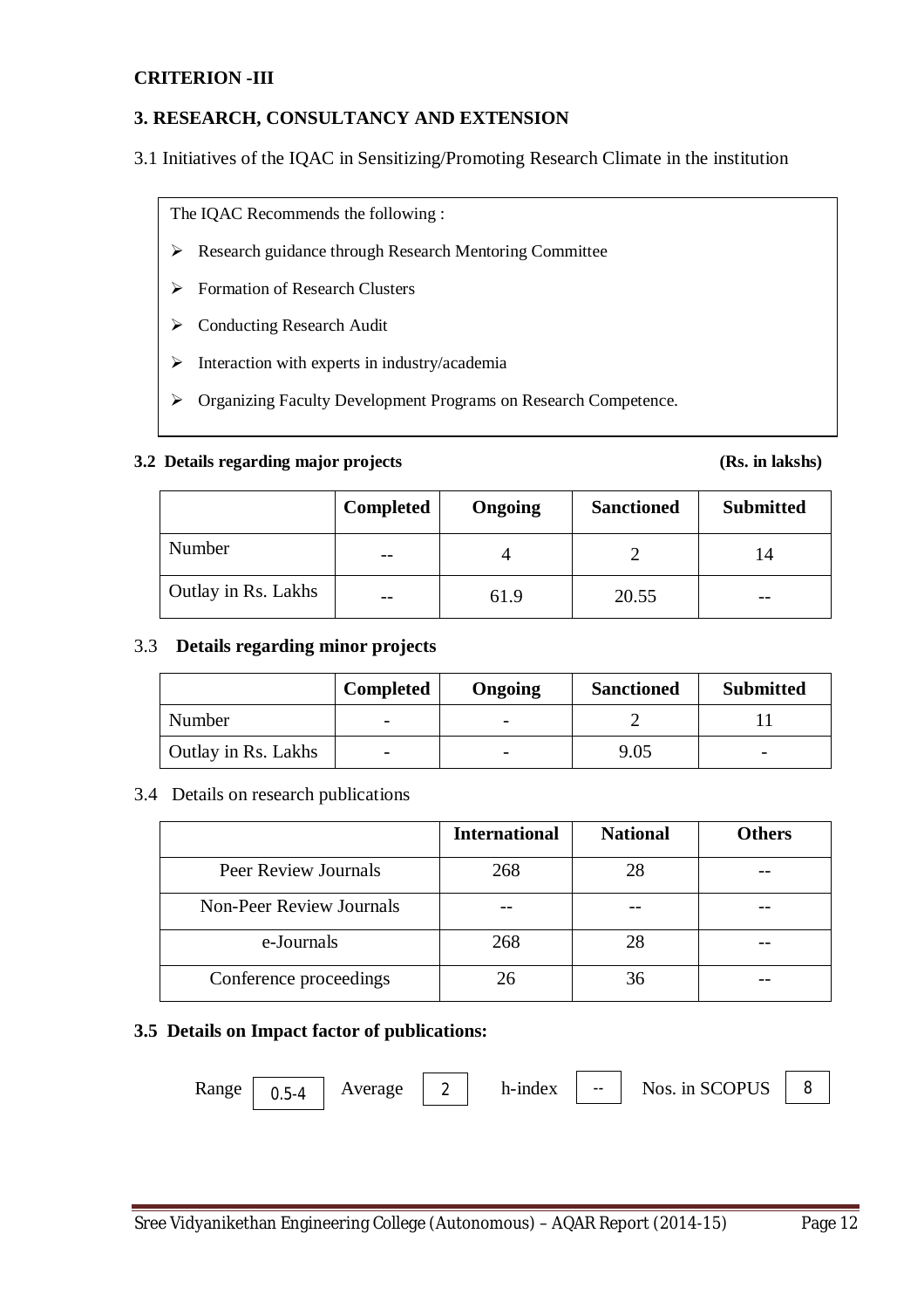**CRITERION -III**

## 3. RESEARCH, CONSULTANCY AND EXTENSION

3.1 Initiatives of the IQAC in Sensitizing/Promoting Research Climate in the institution

The IQAC Recommends the following :

- Research guidance through Research Mentoring Committee
- Formation of Research Clusters
- Conducting Research Audit
- Interaction with experts in industry/academia
- Organizing Faculty Development Programs on Research Competence.

**3.2 Details regarding major projects** **(Rs. in lakshs)**

| | Completed | Ongoing | Sanctioned | Submitted |
|---|---|---|---|---|
| Number | -- | 4 | 2 | 14 |
| Outlay in Rs. Lakhs | -- | 61.9 | 20.55 | -- |

3.3 **Details regarding minor projects**

| | Completed | Ongoing | Sanctioned | Submitted |
|---|---|---|---|---|
| Number | - | - | 2 | 11 |
| Outlay in Rs. Lakhs | - | - | 9.05 | - |

3.4 Details on research publications

| | International | National | Others |
|---|---|---|---|
| Peer Review Journals | 268 | 28 | -- |
| Non-Peer Review Journals | -- | -- | -- |
| e-Journals | 268 | 28 | -- |
| Conference proceedings | 26 | 36 | -- |

**3.5 Details on Impact factor of publications:**

Range 0.5-4 Average 2 h-index -- Nos. in SCOPUS 8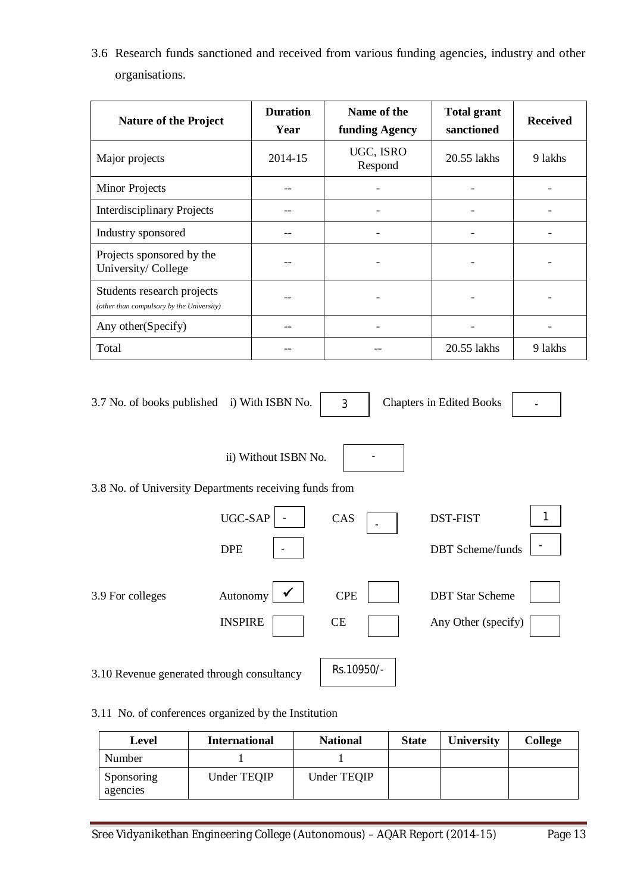3.6 Research funds sanctioned and received from various funding agencies, industry and other organisations.

| Nature of the Project | Duration Year | Name of the funding Agency | Total grant sanctioned | Received |
|---|---|---|---|---|
| Major projects | 2014-15 | UGC, ISRO Respond | 20.55 lakhs | 9 lakhs |
| Minor Projects | -- | - | - | - |
| Interdisciplinary Projects | -- | - | - | - |
| Industry sponsored | -- | - | - | - |
| Projects sponsored by the University/ College | -- | - | - | - |
| Students research projects *(other than compulsory by the University)* | -- | - | - | - |
| Any other(Specify) | -- | - | - | - |
| Total | -- | -- | 20.55 lakhs | 9 lakhs |

3.7 No. of books published i) With ISBN No. 3 Chapters in Edited Books -

ii) Without ISBN No. -

3.8 No. of University Departments receiving funds from

| | | | | | |
|---|---|---|---|---|---|
| UGC-SAP | - | CAS | - | DST-FIST | 1 |
| DPE | - | | | DBT Scheme/funds | - |

3.9 For colleges

| | | | | | |
|---|---|---|---|---|---|
| Autonomy | ✓ | CPE | | DBT Star Scheme | |
| INSPIRE | | CE | | Any Other (specify) | |

3.10 Revenue generated through consultancy Rs.10950/-

3.11 No. of conferences organized by the Institution

| Level | International | National | State | University | College |
|---|---|---|---|---|---|
| Number | 1 | 1 | | | |
| Sponsoring agencies | Under TEQIP | Under TEQIP | | | |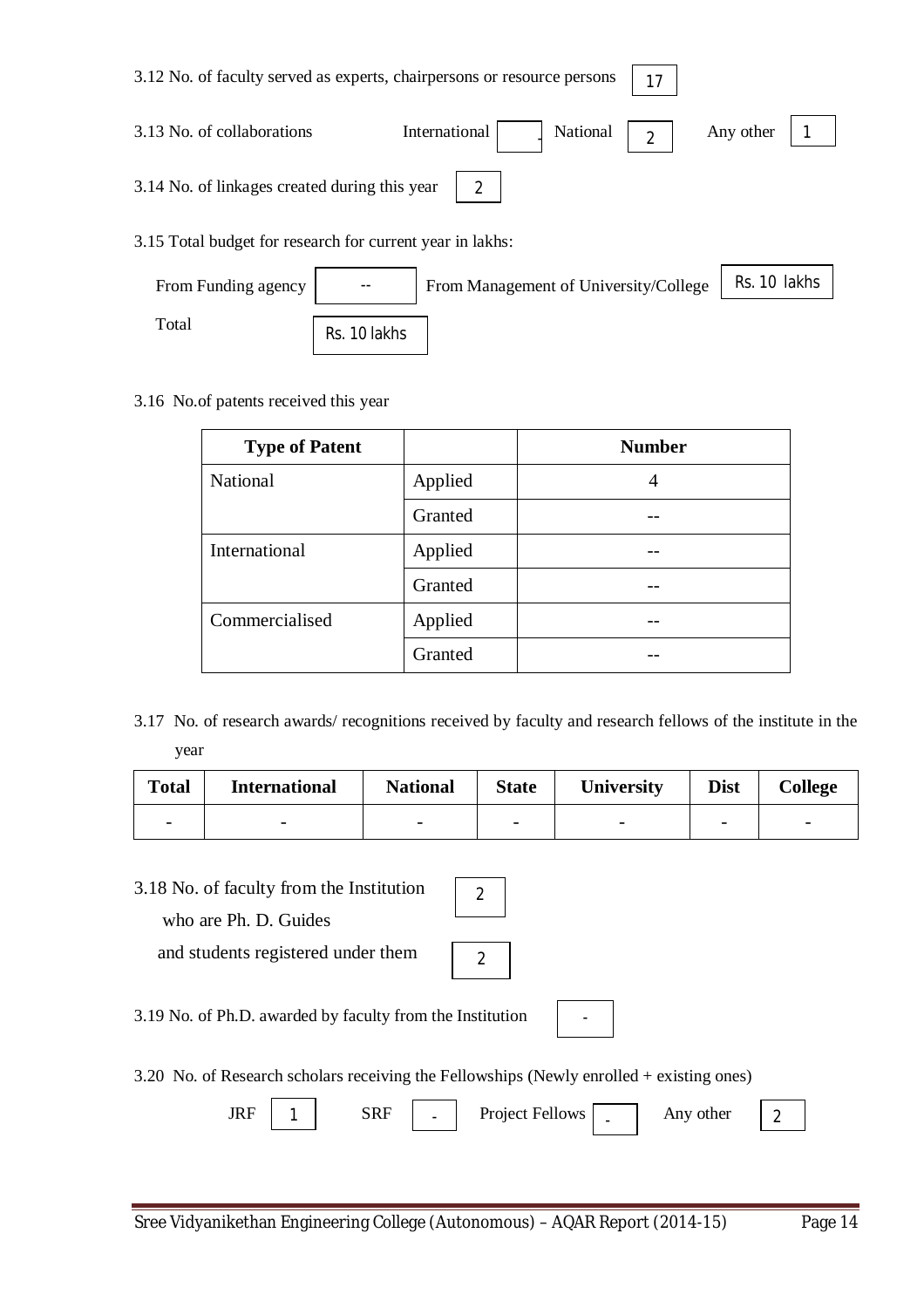3.12 No. of faculty served as experts, chairpersons or resource persons 17

3.13 No. of collaborations International - National 2 Any other 1

3.14 No. of linkages created during this year 2

3.15 Total budget for research for current year in lakhs:

From Funding agency -- From Management of University/College Rs. 10 lakhs

Total Rs. 10 lakhs

3.16 No.of patents received this year

| Type of Patent | | Number |
|---|---|---|
| National | Applied | 4 |
| | Granted | -- |
| International | Applied | -- |
| | Granted | -- |
| Commercialised | Applied | -- |
| | Granted | -- |

3.17 No. of research awards/ recognitions received by faculty and research fellows of the institute in the year

| Total | International | National | State | University | Dist | College |
|---|---|---|---|---|---|---|
| - | - | - | - | - | - | - |

3.18 No. of faculty from the Institution who are Ph. D. Guides 2

and students registered under them 2

3.19 No. of Ph.D. awarded by faculty from the Institution -

3.20 No. of Research scholars receiving the Fellowships (Newly enrolled + existing ones)

JRF 1 SRF - Project Fellows - Any other 2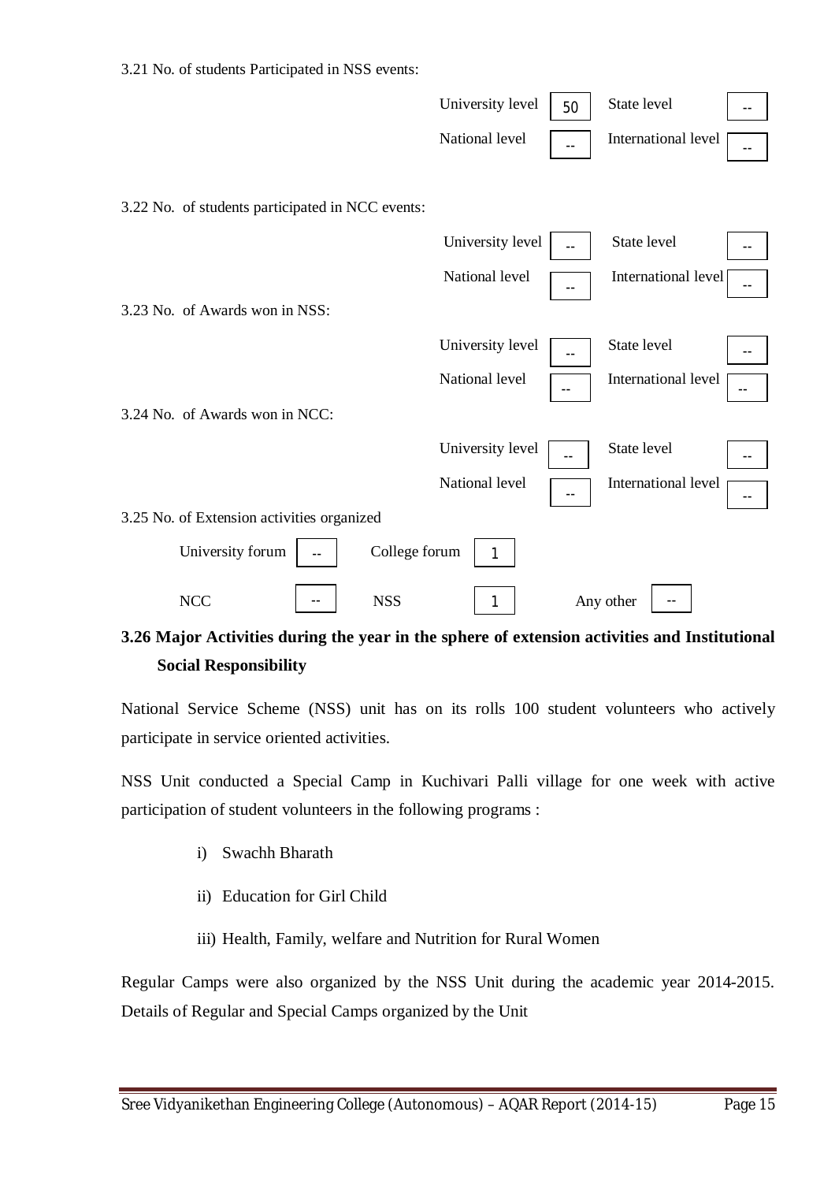3.21 No. of students Participated in NSS events:

| | | | |
|---|---|---|---|
| University level | 50 | State level | -- |
| National level | -- | International level | -- |

3.22 No. of students participated in NCC events:

| | | | |
|---|---|---|---|
| University level | -- | State level | -- |
| National level | -- | International level | -- |

3.23 No. of Awards won in NSS:

| | | | |
|---|---|---|---|
| University level | -- | State level | -- |
| National level | -- | International level | -- |

3.24 No. of Awards won in NCC:

| | | | |
|---|---|---|---|
| University level | -- | State level | -- |
| National level | -- | International level | -- |

3.25 No. of Extension activities organized

| | | | | | |
|---|---|---|---|---|---|
| University forum | -- | College forum | 1 | | |
| NCC | -- | NSS | 1 | Any other | -- |

**3.26 Major Activities during the year in the sphere of extension activities and Institutional Social Responsibility**

National Service Scheme (NSS) unit has on its rolls 100 student volunteers who actively participate in service oriented activities.

NSS Unit conducted a Special Camp in Kuchivari Palli village for one week with active participation of student volunteers in the following programs :

i) Swachh Bharath

ii) Education for Girl Child

iii) Health, Family, welfare and Nutrition for Rural Women

Regular Camps were also organized by the NSS Unit during the academic year 2014-2015. Details of Regular and Special Camps organized by the Unit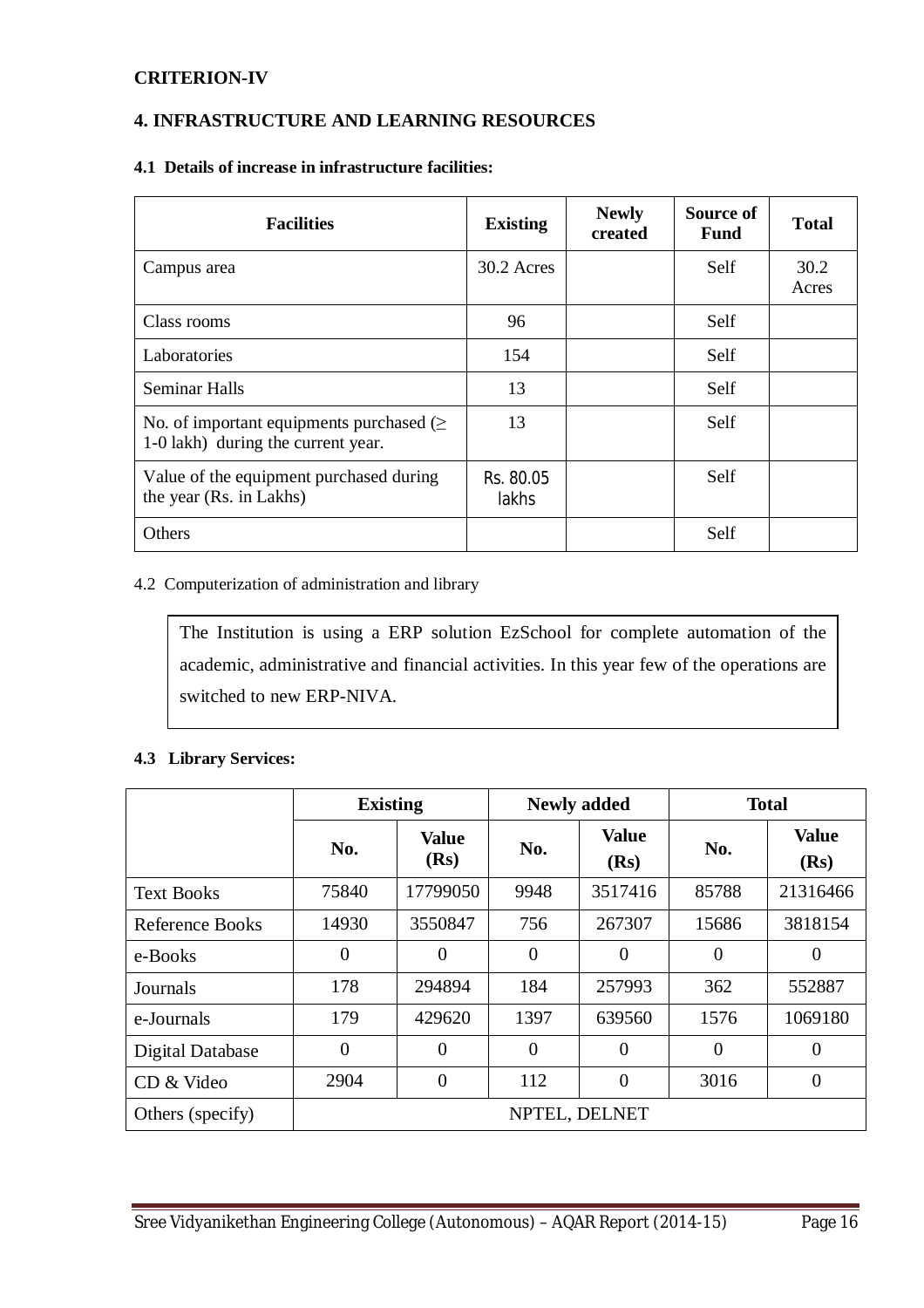**CRITERION-IV**

## 4. INFRASTRUCTURE AND LEARNING RESOURCES

**4.1 Details of increase in infrastructure facilities:**

| Facilities | Existing | Newly created | Source of Fund | Total |
|---|---|---|---|---|
| Campus area | 30.2 Acres | | Self | 30.2 Acres |
| Class rooms | 96 | | Self | |
| Laboratories | 154 | | Self | |
| Seminar Halls | 13 | | Self | |
| No. of important equipments purchased (≥ 1-0 lakh) during the current year. | 13 | | Self | |
| Value of the equipment purchased during the year (Rs. in Lakhs) | Rs. 80.05 lakhs | | Self | |
| Others | | | Self | |

4.2 Computerization of administration and library

The Institution is using a ERP solution EzSchool for complete automation of the academic, administrative and financial activities. In this year few of the operations are switched to new ERP-NIVA.

**4.3 Library Services:**

| | Existing | | Newly added | | Total | |
|---|---|---|---|---|---|---|
| | No. | Value (Rs) | No. | Value (Rs) | No. | Value (Rs) |
| Text Books | 75840 | 17799050 | 9948 | 3517416 | 85788 | 21316466 |
| Reference Books | 14930 | 3550847 | 756 | 267307 | 15686 | 3818154 |
| e-Books | 0 | 0 | 0 | 0 | 0 | 0 |
| Journals | 178 | 294894 | 184 | 257993 | 362 | 552887 |
| e-Journals | 179 | 429620 | 1397 | 639560 | 1576 | 1069180 |
| Digital Database | 0 | 0 | 0 | 0 | 0 | 0 |
| CD & Video | 2904 | 0 | 112 | 0 | 3016 | 0 |
| Others (specify) | NPTEL, DELNET | | | | | |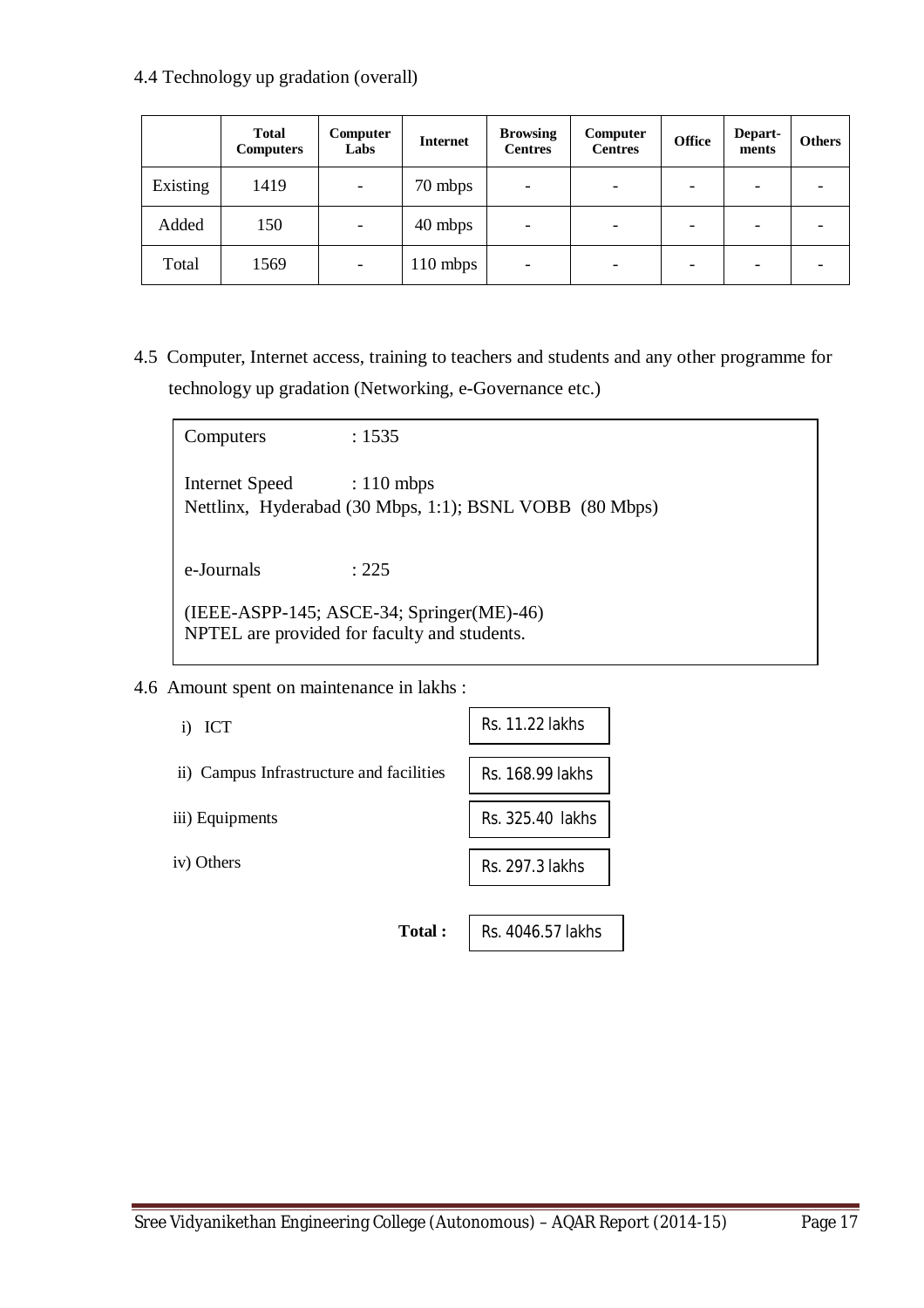4.4 Technology up gradation (overall)

| | Total Computers | Computer Labs | Internet | Browsing Centres | Computer Centres | Office | Depart-ments | Others |
|---|---|---|---|---|---|---|---|---|
| Existing | 1419 | - | 70 mbps | - | - | - | - | - |
| Added | 150 | - | 40 mbps | - | - | - | - | - |
| Total | 1569 | - | 110 mbps | - | - | - | - | - |

4.5 Computer, Internet access, training to teachers and students and any other programme for technology up gradation (Networking, e-Governance etc.)

Computers : 1535

Internet Speed : 110 mbps
Nettlinx, Hyderabad (30 Mbps, 1:1); BSNL VOBB (80 Mbps)

e-Journals : 225

(IEEE-ASPP-145; ASCE-34; Springer(ME)-46)
NPTEL are provided for faculty and students.

4.6 Amount spent on maintenance in lakhs :

i) ICT — Rs. 11.22 lakhs

ii) Campus Infrastructure and facilities — Rs. 168.99 lakhs

iii) Equipments — Rs. 325.40 lakhs

iv) Others — Rs. 297.3 lakhs

**Total :** Rs. 4046.57 lakhs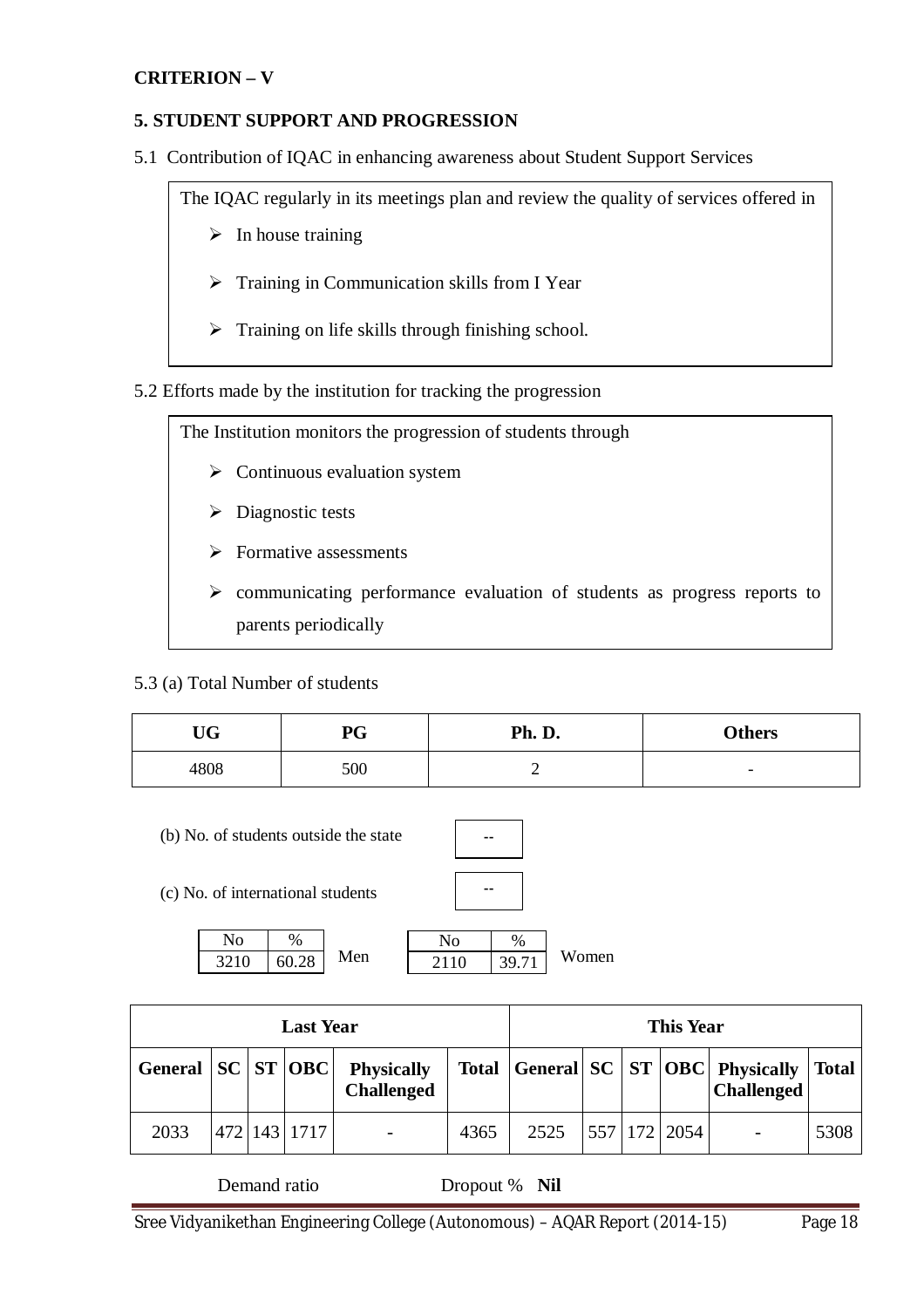**CRITERION – V**

**5. STUDENT SUPPORT AND PROGRESSION**

5.1 Contribution of IQAC in enhancing awareness about Student Support Services

The IQAC regularly in its meetings plan and review the quality of services offered in

- In house training
- Training in Communication skills from I Year
- Training on life skills through finishing school.

5.2 Efforts made by the institution for tracking the progression

The Institution monitors the progression of students through

- Continuous evaluation system
- Diagnostic tests
- Formative assessments
- communicating performance evaluation of students as progress reports to parents periodically

5.3 (a) Total Number of students

| UG | PG | Ph. D. | Others |
|---|---|---|---|
| 4808 | 500 | 2 | - |

(b) No. of students outside the state: --

(c) No. of international students: --

| No | % | |
|---|---|---|
| 3210 | 60.28 | Men |

| No | % | |
|---|---|---|
| 2110 | 39.71 | Women |

| Last Year | | | | | | This Year | | | | | |
|---|---|---|---|---|---|---|---|---|---|---|---|
| General | SC | ST | OBC | Physically Challenged | Total | General | SC | ST | OBC | Physically Challenged | Total |
| 2033 | 472 | 143 | 1717 | - | 4365 | 2525 | 557 | 172 | 2054 | - | 5308 |

Demand ratio Dropout % **Nil**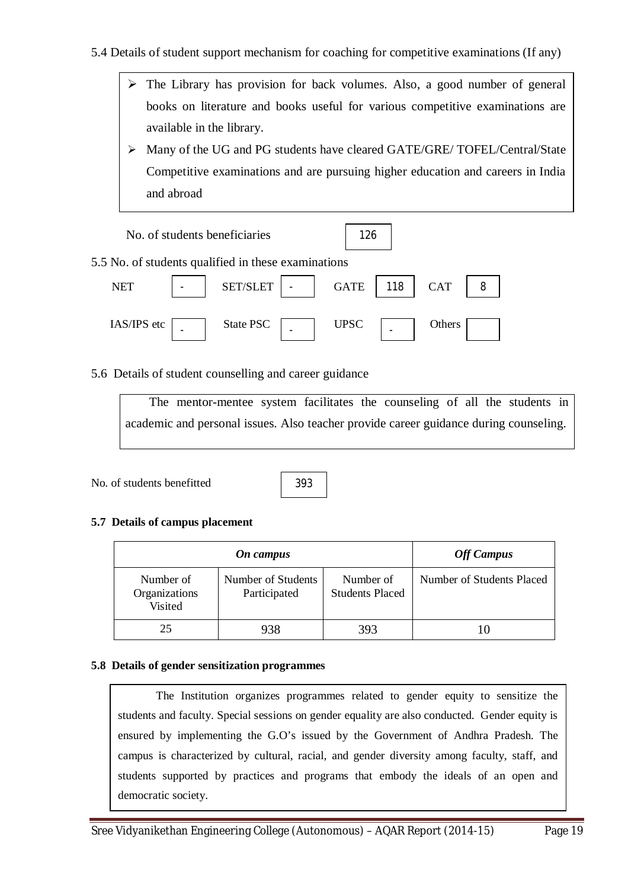5.4 Details of student support mechanism for coaching for competitive examinations (If any)

- The Library has provision for back volumes. Also, a good number of general books on literature and books useful for various competitive examinations are available in the library.
- Many of the UG and PG students have cleared GATE/GRE/ TOFEL/Central/State Competitive examinations and are pursuing higher education and careers in India and abroad

No. of students beneficiaries: 126

5.5 No. of students qualified in these examinations

| | | | | | | | |
|---|---|---|---|---|---|---|---|
| NET | - | SET/SLET | - | GATE | 118 | CAT | 8 |
| IAS/IPS etc | - | State PSC | - | UPSC | - | Others | |

5.6 Details of student counselling and career guidance

The mentor-mentee system facilitates the counseling of all the students in academic and personal issues. Also teacher provide career guidance during counseling.

No. of students benefitted: 393

**5.7 Details of campus placement**

| ***On campus*** | | | ***Off Campus*** |
|---|---|---|---|
| Number of Organizations Visited | Number of Students Participated | Number of Students Placed | Number of Students Placed |
| 25 | 938 | 393 | 10 |

**5.8 Details of gender sensitization programmes**

The Institution organizes programmes related to gender equity to sensitize the students and faculty. Special sessions on gender equality are also conducted. Gender equity is ensured by implementing the G.O's issued by the Government of Andhra Pradesh. The campus is characterized by cultural, racial, and gender diversity among faculty, staff, and students supported by practices and programs that embody the ideals of an open and democratic society.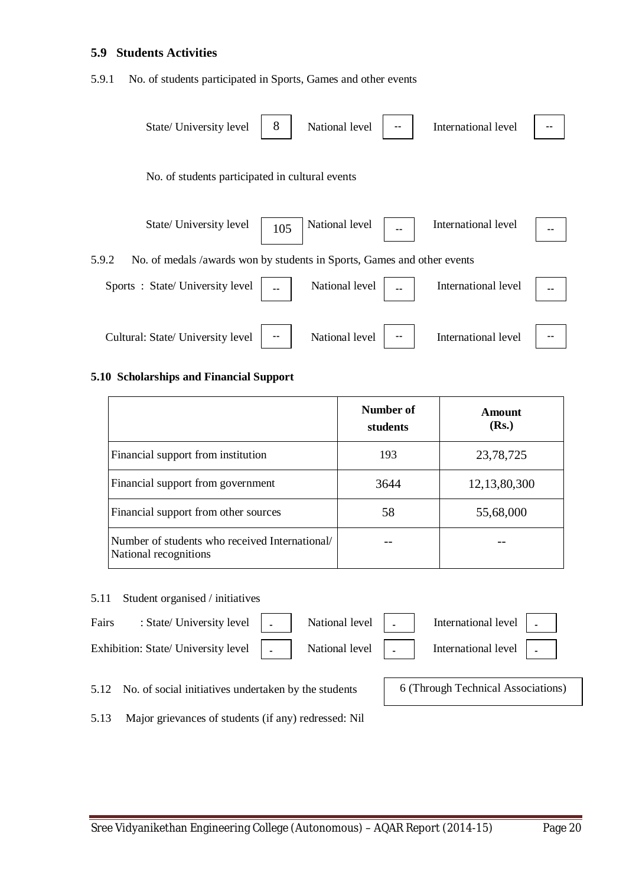### 5.9 Students Activities

5.9.1 No. of students participated in Sports, Games and other events

State/ University level 8 National level -- International level --

No. of students participated in cultural events

State/ University level 105 National level -- International level --

5.9.2 No. of medals /awards won by students in Sports, Games and other events

Sports : State/ University level -- National level -- International level --

Cultural: State/ University level -- National level -- International level --

### 5.10 Scholarships and Financial Support

| | Number of students | Amount (Rs.) |
|---|---|---|
| Financial support from institution | 193 | 23,78,725 |
| Financial support from government | 3644 | 12,13,80,300 |
| Financial support from other sources | 58 | 55,68,000 |
| Number of students who received International/ National recognitions | -- | -- |

5.11 Student organised / initiatives

Fairs : State/ University level - National level - International level -

Exhibition: State/ University level - National level - International level -

5.12 No. of social initiatives undertaken by the students 6 (Through Technical Associations)

5.13 Major grievances of students (if any) redressed: Nil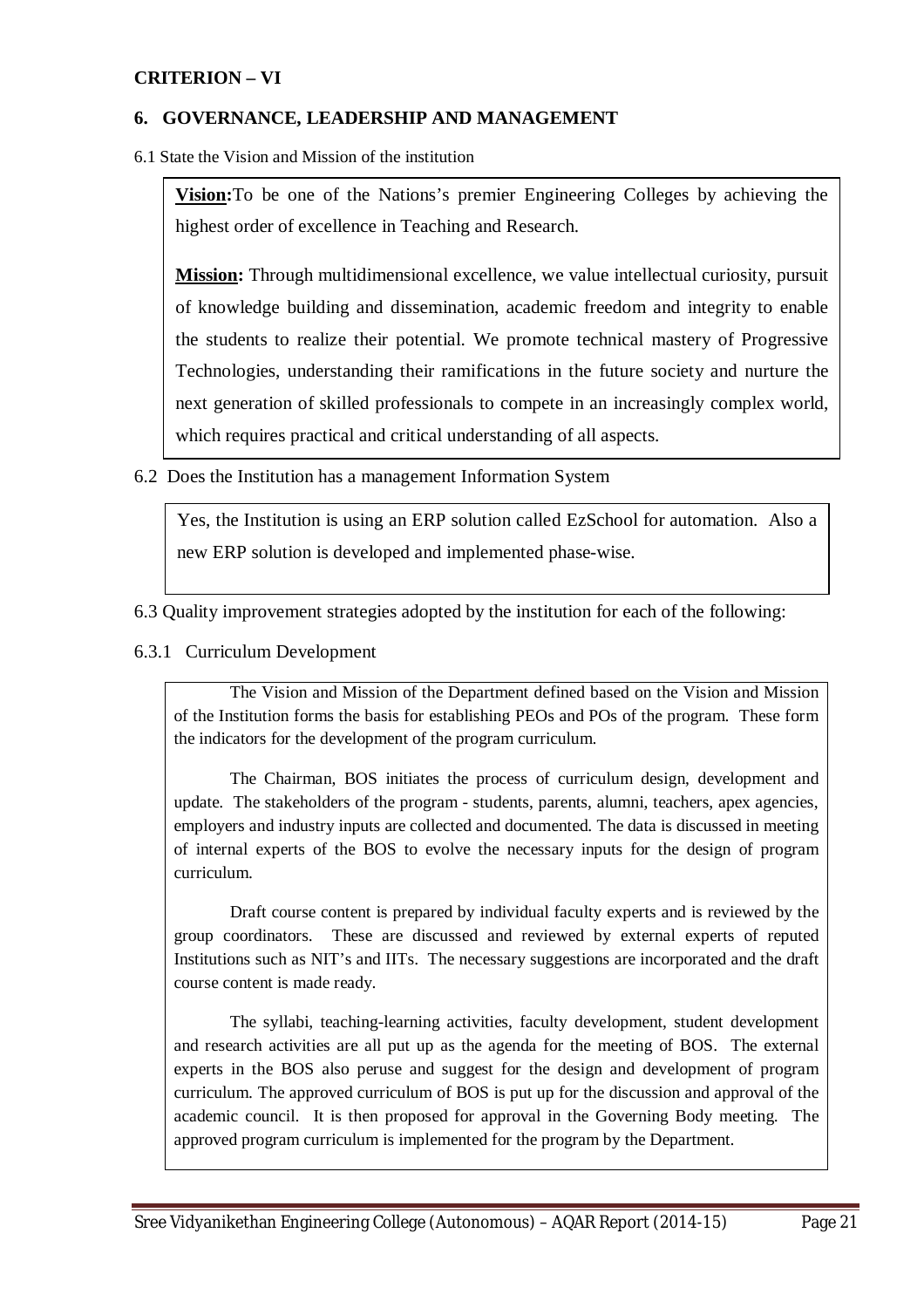## CRITERION – VI

### 6. GOVERNANCE, LEADERSHIP AND MANAGEMENT

6.1 State the Vision and Mission of the institution

**Vision:** To be one of the Nations's premier Engineering Colleges by achieving the highest order of excellence in Teaching and Research.

**Mission:** Through multidimensional excellence, we value intellectual curiosity, pursuit of knowledge building and dissemination, academic freedom and integrity to enable the students to realize their potential. We promote technical mastery of Progressive Technologies, understanding their ramifications in the future society and nurture the next generation of skilled professionals to compete in an increasingly complex world, which requires practical and critical understanding of all aspects.

6.2 Does the Institution has a management Information System

Yes, the Institution is using an ERP solution called EzSchool for automation. Also a new ERP solution is developed and implemented phase-wise.

6.3 Quality improvement strategies adopted by the institution for each of the following:

6.3.1 Curriculum Development

The Vision and Mission of the Department defined based on the Vision and Mission of the Institution forms the basis for establishing PEOs and POs of the program. These form the indicators for the development of the program curriculum.

The Chairman, BOS initiates the process of curriculum design, development and update. The stakeholders of the program - students, parents, alumni, teachers, apex agencies, employers and industry inputs are collected and documented. The data is discussed in meeting of internal experts of the BOS to evolve the necessary inputs for the design of program curriculum.

Draft course content is prepared by individual faculty experts and is reviewed by the group coordinators. These are discussed and reviewed by external experts of reputed Institutions such as NIT's and IITs. The necessary suggestions are incorporated and the draft course content is made ready.

The syllabi, teaching-learning activities, faculty development, student development and research activities are all put up as the agenda for the meeting of BOS. The external experts in the BOS also peruse and suggest for the design and development of program curriculum. The approved curriculum of BOS is put up for the discussion and approval of the academic council. It is then proposed for approval in the Governing Body meeting. The approved program curriculum is implemented for the program by the Department.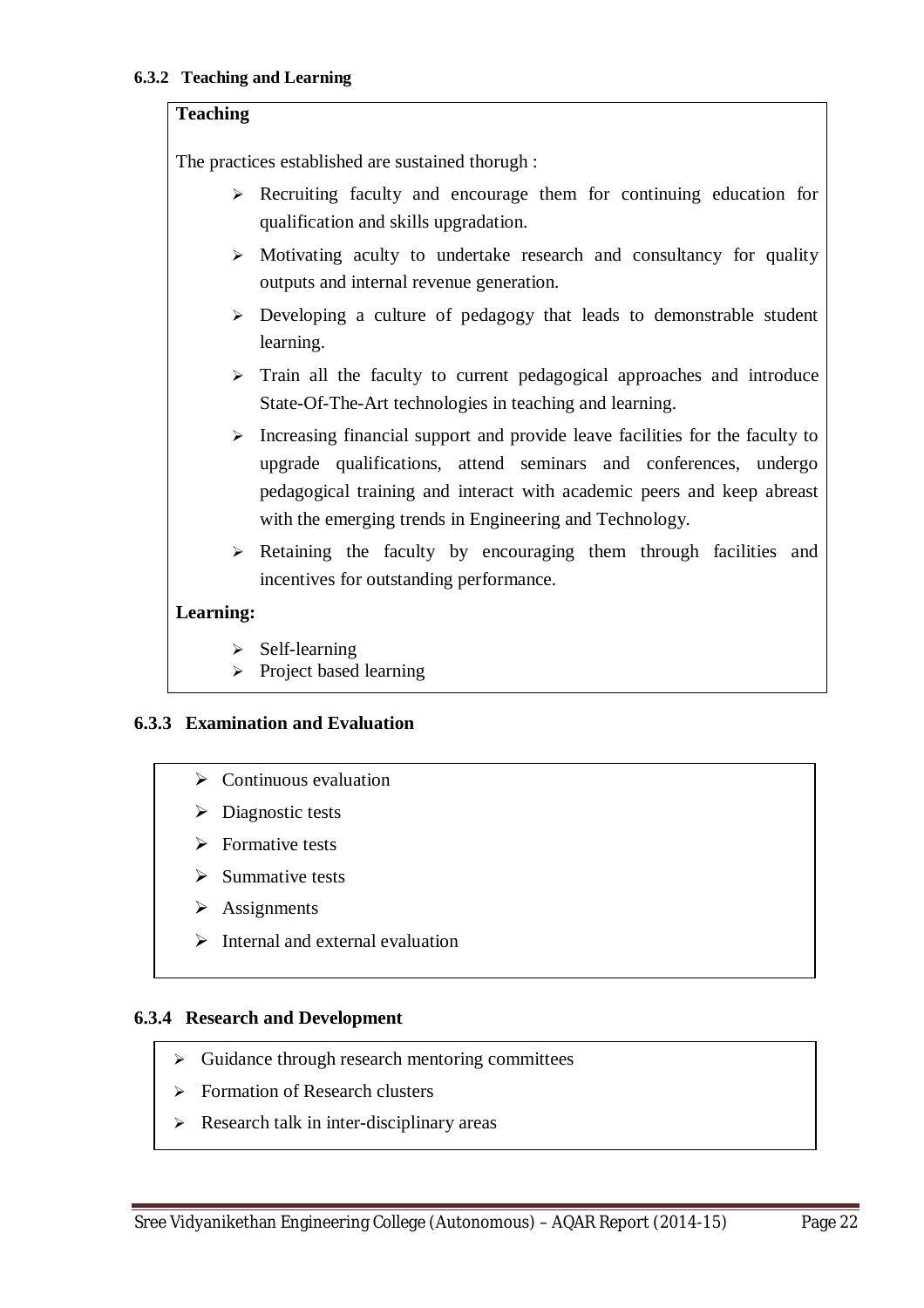#### 6.3.2 Teaching and Learning

**Teaching**

The practices established are sustained thorugh :

- Recruiting faculty and encourage them for continuing education for qualification and skills upgradation.
- Motivating aculty to undertake research and consultancy for quality outputs and internal revenue generation.
- Developing a culture of pedagogy that leads to demonstrable student learning.
- Train all the faculty to current pedagogical approaches and introduce State-Of-The-Art technologies in teaching and learning.
- Increasing financial support and provide leave facilities for the faculty to upgrade qualifications, attend seminars and conferences, undergo pedagogical training and interact with academic peers and keep abreast with the emerging trends in Engineering and Technology.
- Retaining the faculty by encouraging them through facilities and incentives for outstanding performance.

**Learning:**

- Self-learning
- Project based learning

#### 6.3.3 Examination and Evaluation

- Continuous evaluation
- Diagnostic tests
- Formative tests
- Summative tests
- Assignments
- Internal and external evaluation

#### 6.3.4 Research and Development

- Guidance through research mentoring committees
- Formation of Research clusters
- Research talk in inter-disciplinary areas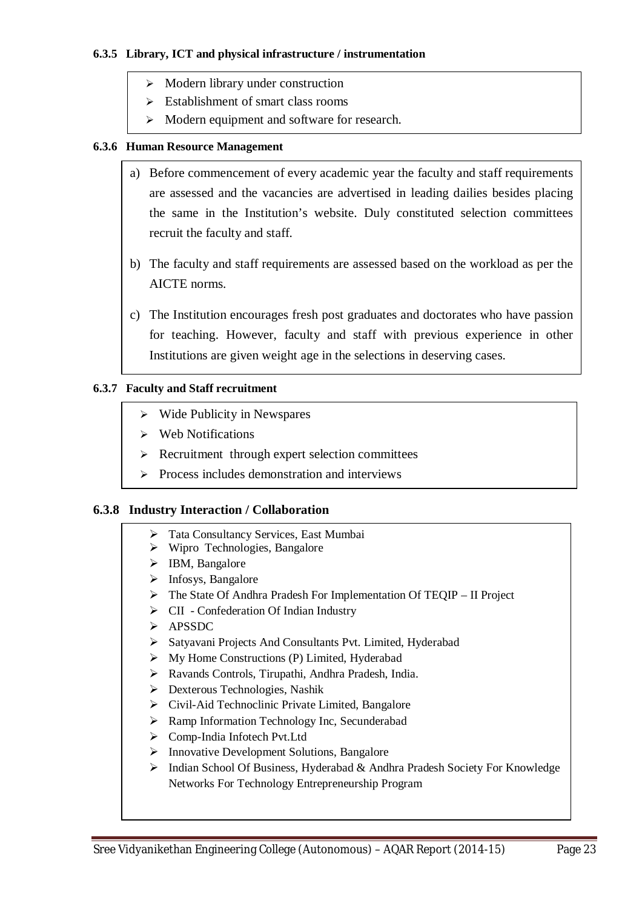#### 6.3.5 Library, ICT and physical infrastructure / instrumentation

- Modern library under construction
- Establishment of smart class rooms
- Modern equipment and software for research.

#### 6.3.6 Human Resource Management

a) Before commencement of every academic year the faculty and staff requirements are assessed and the vacancies are advertised in leading dailies besides placing the same in the Institution's website. Duly constituted selection committees recruit the faculty and staff.

b) The faculty and staff requirements are assessed based on the workload as per the AICTE norms.

c) The Institution encourages fresh post graduates and doctorates who have passion for teaching. However, faculty and staff with previous experience in other Institutions are given weight age in the selections in deserving cases.

#### 6.3.7 Faculty and Staff recruitment

- Wide Publicity in Newspares
- Web Notifications
- Recruitment through expert selection committees
- Process includes demonstration and interviews

### 6.3.8 Industry Interaction / Collaboration

- Tata Consultancy Services, East Mumbai
- Wipro Technologies, Bangalore
- IBM, Bangalore
- Infosys, Bangalore
- The State Of Andhra Pradesh For Implementation Of TEQIP – II Project
- CII - Confederation Of Indian Industry
- APSSDC
- Satyavani Projects And Consultants Pvt. Limited, Hyderabad
- My Home Constructions (P) Limited, Hyderabad
- Ravands Controls, Tirupathi, Andhra Pradesh, India.
- Dexterous Technologies, Nashik
- Civil-Aid Technoclinic Private Limited, Bangalore
- Ramp Information Technology Inc, Secunderabad
- Comp-India Infotech Pvt.Ltd
- Innovative Development Solutions, Bangalore
- Indian School Of Business, Hyderabad & Andhra Pradesh Society For Knowledge Networks For Technology Entrepreneurship Program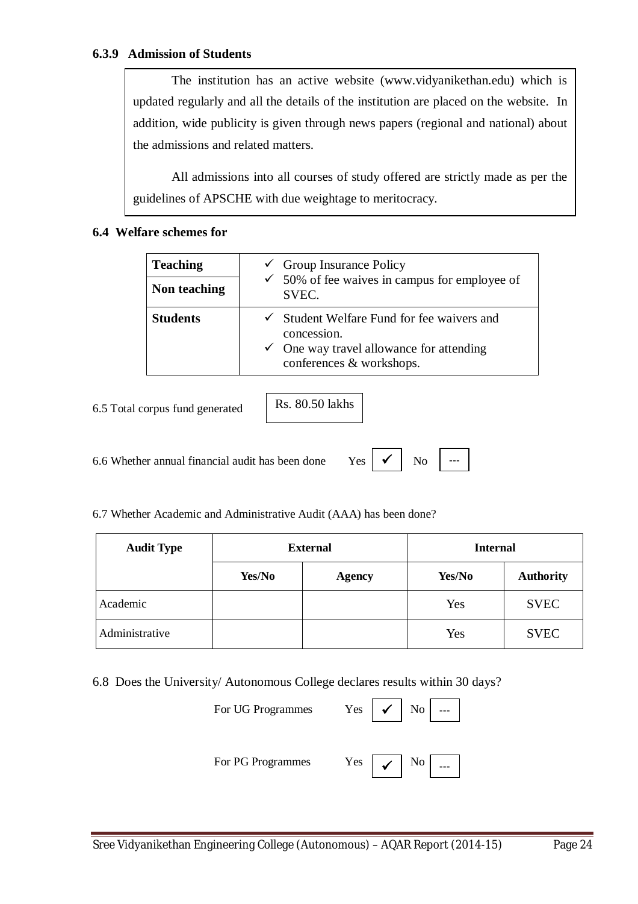### 6.3.9 Admission of Students

The institution has an active website (www.vidyanikethan.edu) which is updated regularly and all the details of the institution are placed on the website. In addition, wide publicity is given through news papers (regional and national) about the admissions and related matters.

All admissions into all courses of study offered are strictly made as per the guidelines of APSCHE with due weightage to meritocracy.

### 6.4 Welfare schemes for

| | |
|---|---|
| **Teaching** | ✓ Group Insurance Policy<br>✓ 50% of fee waives in campus for employee of SVEC. |
| **Non teaching** | |
| **Students** | ✓ Student Welfare Fund for fee waivers and concession.<br>✓ One way travel allowance for attending conferences & workshops. |

6.5 Total corpus fund generated: Rs. 80.50 lakhs

6.6 Whether annual financial audit has been done Yes ✓ No ---

6.7 Whether Academic and Administrative Audit (AAA) has been done?

| Audit Type | External | | Internal | |
|---|---|---|---|---|
| | Yes/No | Agency | Yes/No | Authority |
| Academic | | | Yes | SVEC |
| Administrative | | | Yes | SVEC |

6.8 Does the University/ Autonomous College declares results within 30 days?

For UG Programmes Yes ✓ No ---

For PG Programmes Yes ✓ No ---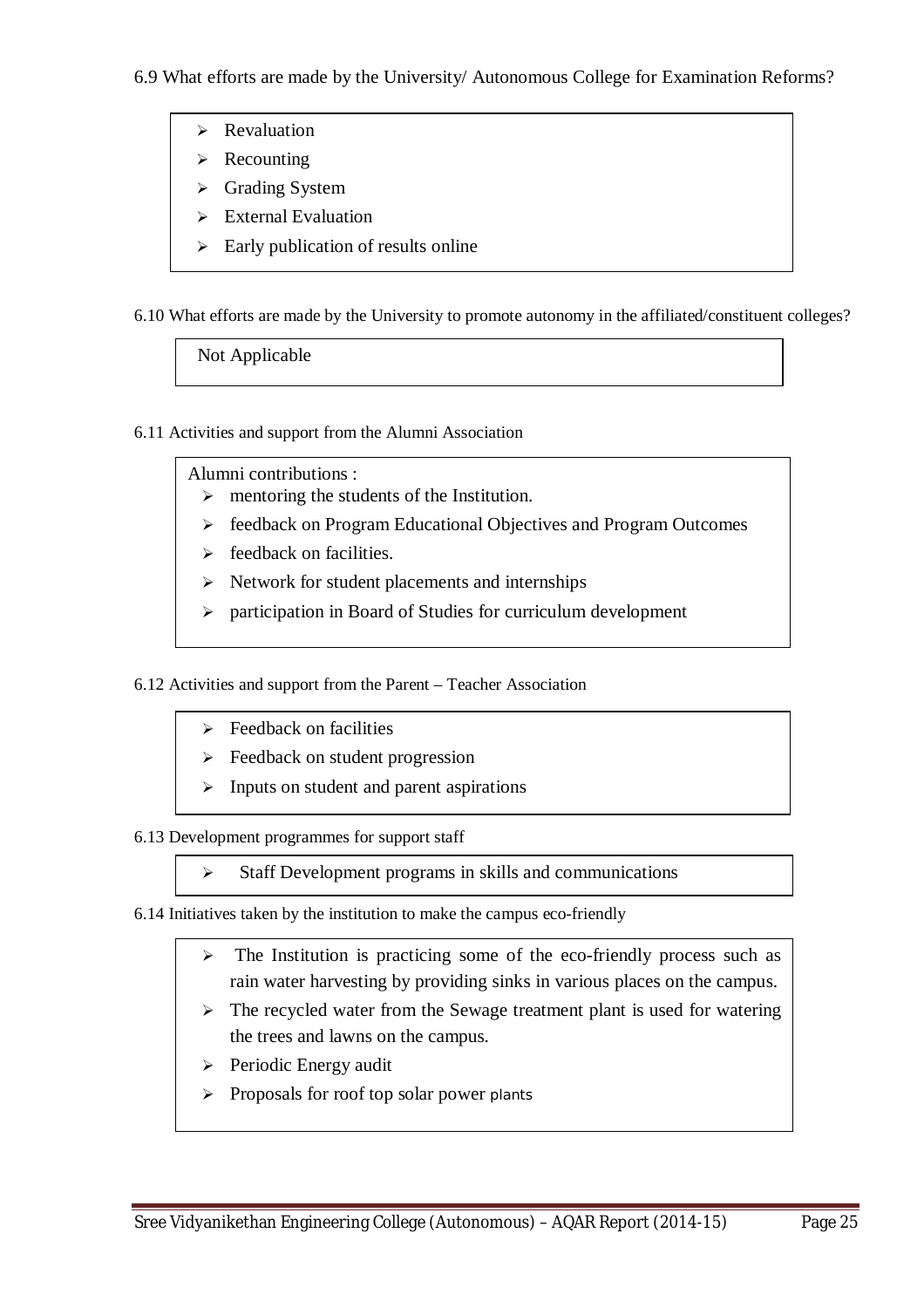6.9 What efforts are made by the University/ Autonomous College for Examination Reforms?

- Revaluation
- Recounting
- Grading System
- External Evaluation
- Early publication of results online

6.10 What efforts are made by the University to promote autonomy in the affiliated/constituent colleges?

Not Applicable

6.11 Activities and support from the Alumni Association

Alumni contributions :

- mentoring the students of the Institution.
- feedback on Program Educational Objectives and Program Outcomes
- feedback on facilities.
- Network for student placements and internships
- participation in Board of Studies for curriculum development

6.12 Activities and support from the Parent – Teacher Association

- Feedback on facilities
- Feedback on student progression
- Inputs on student and parent aspirations

6.13 Development programmes for support staff

- Staff Development programs in skills and communications

6.14 Initiatives taken by the institution to make the campus eco-friendly

- The Institution is practicing some of the eco-friendly process such as rain water harvesting by providing sinks in various places on the campus.
- The recycled water from the Sewage treatment plant is used for watering the trees and lawns on the campus.
- Periodic Energy audit
- Proposals for roof top solar power plants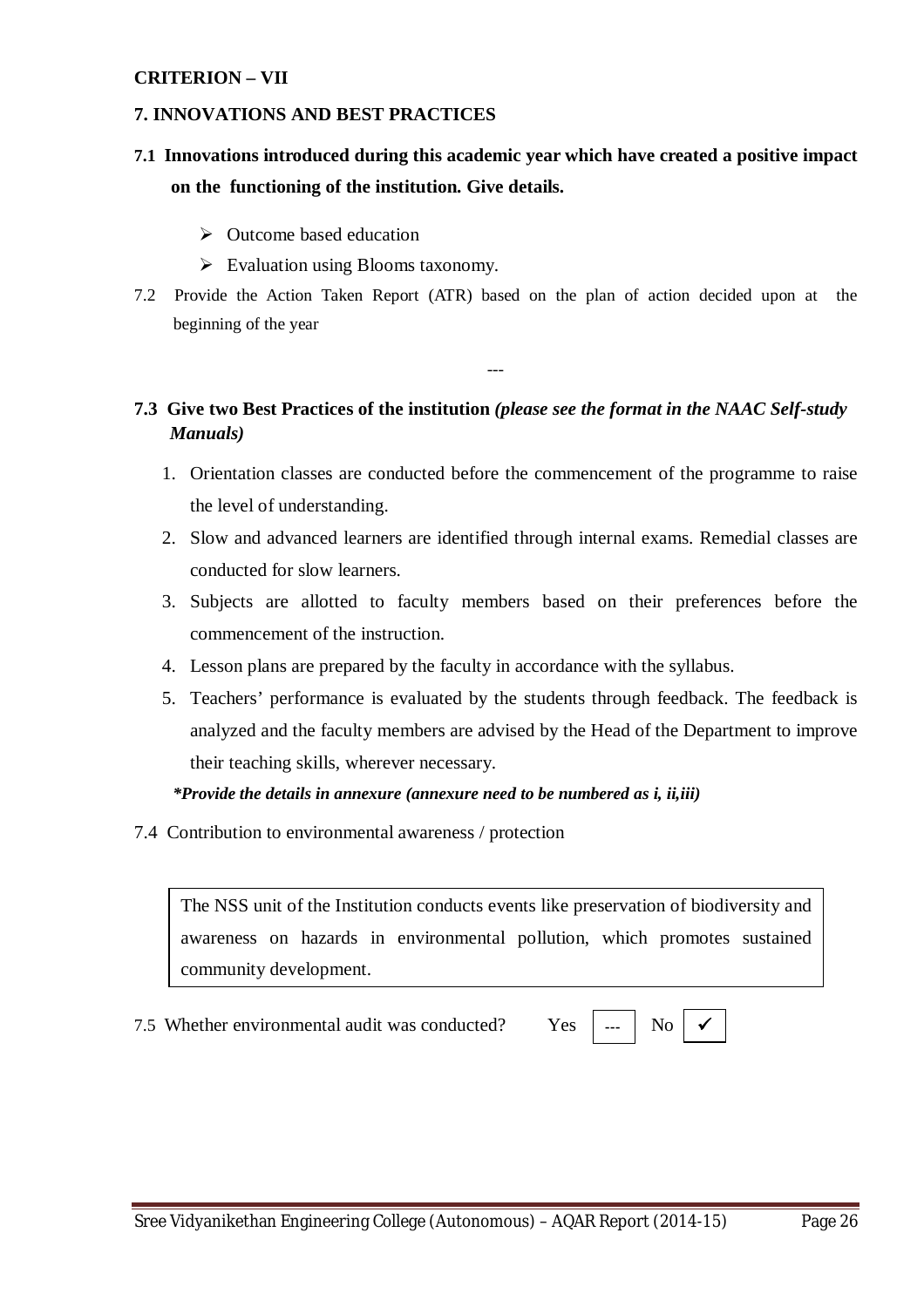**CRITERION – VII**

**7. INNOVATIONS AND BEST PRACTICES**

**7.1 Innovations introduced during this academic year which have created a positive impact on the functioning of the institution. Give details.**

- Outcome based education
- Evaluation using Blooms taxonomy.

7.2 Provide the Action Taken Report (ATR) based on the plan of action decided upon at the beginning of the year

---

**7.3 Give two Best Practices of the institution** ***(please see the format in the NAAC Self-study Manuals)***

1. Orientation classes are conducted before the commencement of the programme to raise the level of understanding.
2. Slow and advanced learners are identified through internal exams. Remedial classes are conducted for slow learners.
3. Subjects are allotted to faculty members based on their preferences before the commencement of the instruction.
4. Lesson plans are prepared by the faculty in accordance with the syllabus.
5. Teachers' performance is evaluated by the students through feedback. The feedback is analyzed and the faculty members are advised by the Head of the Department to improve their teaching skills, wherever necessary.

***Provide the details in annexure (annexure need to be numbered as i, ii,iii)***

7.4 Contribution to environmental awareness / protection

The NSS unit of the Institution conducts events like preservation of biodiversity and awareness on hazards in environmental pollution, which promotes sustained community development.

7.5 Whether environmental audit was conducted? Yes --- No ✓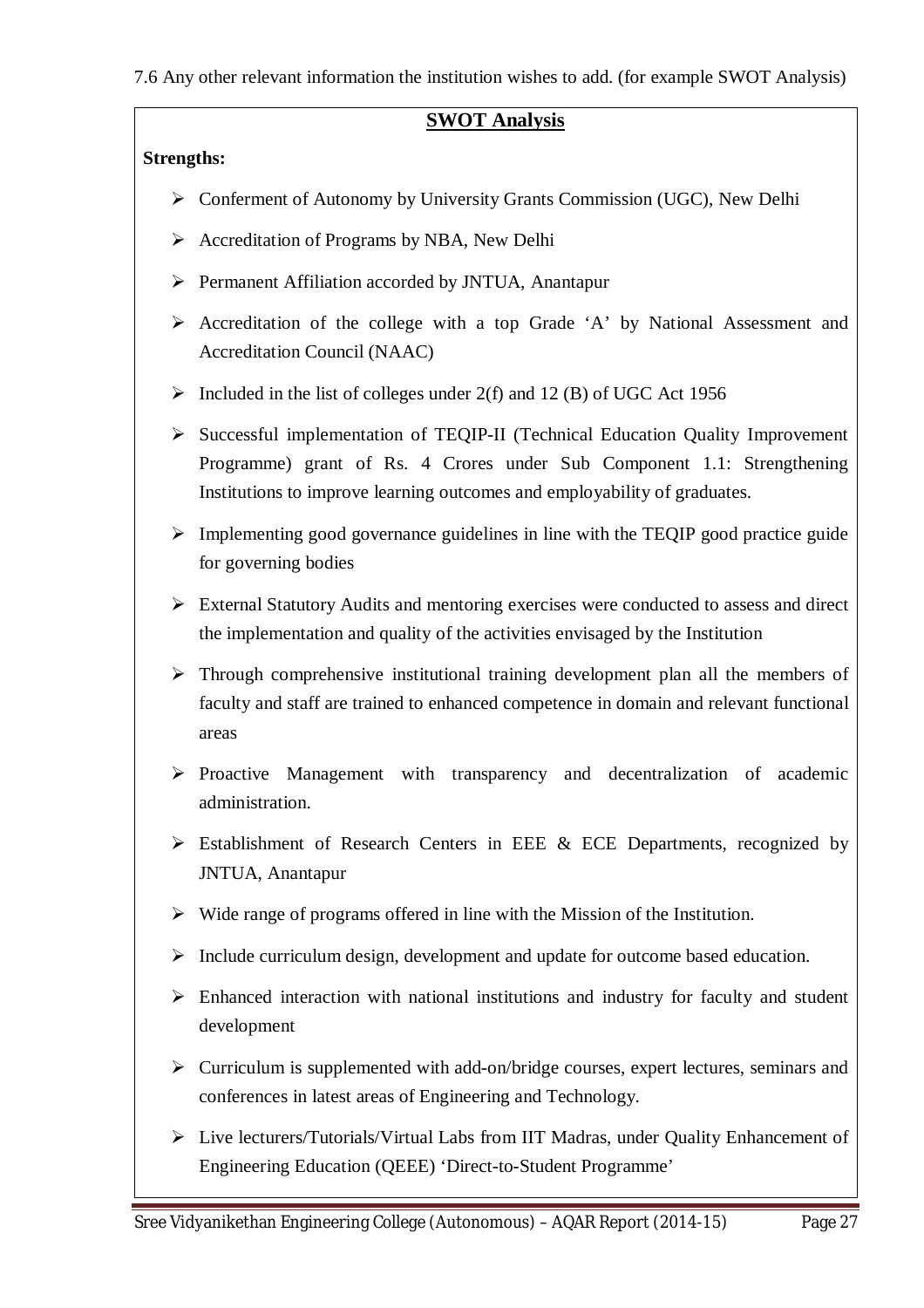7.6 Any other relevant information the institution wishes to add. (for example SWOT Analysis)

## SWOT Analysis

**Strengths:**

- Conferment of Autonomy by University Grants Commission (UGC), New Delhi
- Accreditation of Programs by NBA, New Delhi
- Permanent Affiliation accorded by JNTUA, Anantapur
- Accreditation of the college with a top Grade 'A' by National Assessment and Accreditation Council (NAAC)
- Included in the list of colleges under 2(f) and 12 (B) of UGC Act 1956
- Successful implementation of TEQIP-II (Technical Education Quality Improvement Programme) grant of Rs. 4 Crores under Sub Component 1.1: Strengthening Institutions to improve learning outcomes and employability of graduates.
- Implementing good governance guidelines in line with the TEQIP good practice guide for governing bodies
- External Statutory Audits and mentoring exercises were conducted to assess and direct the implementation and quality of the activities envisaged by the Institution
- Through comprehensive institutional training development plan all the members of faculty and staff are trained to enhanced competence in domain and relevant functional areas
- Proactive Management with transparency and decentralization of academic administration.
- Establishment of Research Centers in EEE & ECE Departments, recognized by JNTUA, Anantapur
- Wide range of programs offered in line with the Mission of the Institution.
- Include curriculum design, development and update for outcome based education.
- Enhanced interaction with national institutions and industry for faculty and student development
- Curriculum is supplemented with add-on/bridge courses, expert lectures, seminars and conferences in latest areas of Engineering and Technology.
- Live lecturers/Tutorials/Virtual Labs from IIT Madras, under Quality Enhancement of Engineering Education (QEEE) 'Direct-to-Student Programme'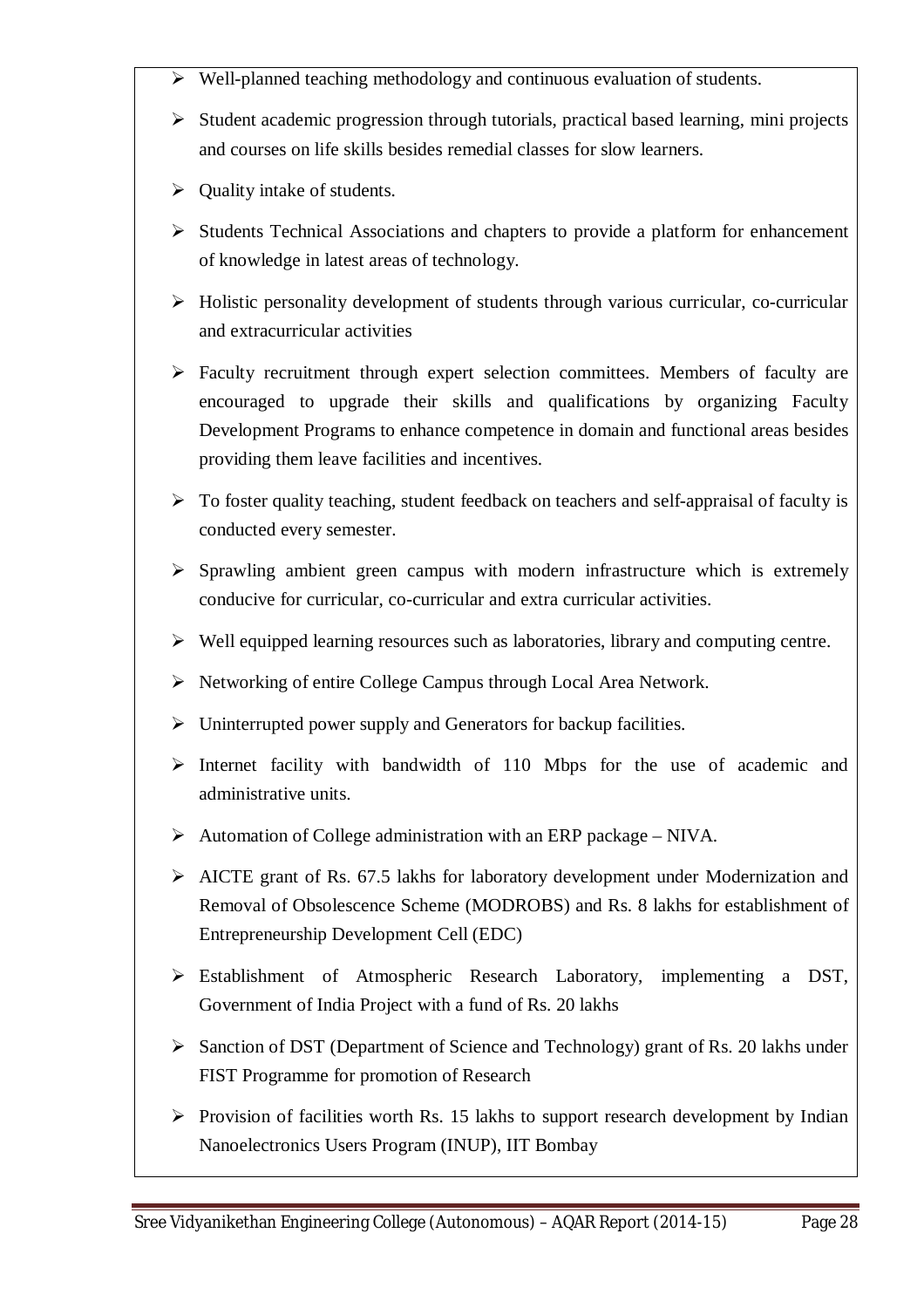- Well-planned teaching methodology and continuous evaluation of students.
- Student academic progression through tutorials, practical based learning, mini projects and courses on life skills besides remedial classes for slow learners.
- Quality intake of students.
- Students Technical Associations and chapters to provide a platform for enhancement of knowledge in latest areas of technology.
- Holistic personality development of students through various curricular, co-curricular and extracurricular activities
- Faculty recruitment through expert selection committees. Members of faculty are encouraged to upgrade their skills and qualifications by organizing Faculty Development Programs to enhance competence in domain and functional areas besides providing them leave facilities and incentives.
- To foster quality teaching, student feedback on teachers and self-appraisal of faculty is conducted every semester.
- Sprawling ambient green campus with modern infrastructure which is extremely conducive for curricular, co-curricular and extra curricular activities.
- Well equipped learning resources such as laboratories, library and computing centre.
- Networking of entire College Campus through Local Area Network.
- Uninterrupted power supply and Generators for backup facilities.
- Internet facility with bandwidth of 110 Mbps for the use of academic and administrative units.
- Automation of College administration with an ERP package – NIVA.
- AICTE grant of Rs. 67.5 lakhs for laboratory development under Modernization and Removal of Obsolescence Scheme (MODROBS) and Rs. 8 lakhs for establishment of Entrepreneurship Development Cell (EDC)
- Establishment of Atmospheric Research Laboratory, implementing a DST, Government of India Project with a fund of Rs. 20 lakhs
- Sanction of DST (Department of Science and Technology) grant of Rs. 20 lakhs under FIST Programme for promotion of Research
- Provision of facilities worth Rs. 15 lakhs to support research development by Indian Nanoelectronics Users Program (INUP), IIT Bombay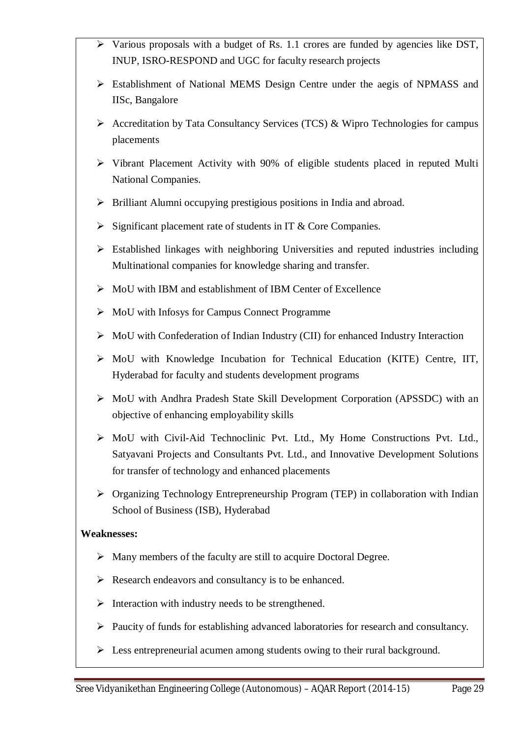- Various proposals with a budget of Rs. 1.1 crores are funded by agencies like DST, INUP, ISRO-RESPOND and UGC for faculty research projects
- Establishment of National MEMS Design Centre under the aegis of NPMASS and IISc, Bangalore
- Accreditation by Tata Consultancy Services (TCS) & Wipro Technologies for campus placements
- Vibrant Placement Activity with 90% of eligible students placed in reputed Multi National Companies.
- Brilliant Alumni occupying prestigious positions in India and abroad.
- Significant placement rate of students in IT & Core Companies.
- Established linkages with neighboring Universities and reputed industries including Multinational companies for knowledge sharing and transfer.
- MoU with IBM and establishment of IBM Center of Excellence
- MoU with Infosys for Campus Connect Programme
- MoU with Confederation of Indian Industry (CII) for enhanced Industry Interaction
- MoU with Knowledge Incubation for Technical Education (KITE) Centre, IIT, Hyderabad for faculty and students development programs
- MoU with Andhra Pradesh State Skill Development Corporation (APSSDC) with an objective of enhancing employability skills
- MoU with Civil-Aid Technoclinic Pvt. Ltd., My Home Constructions Pvt. Ltd., Satyavani Projects and Consultants Pvt. Ltd., and Innovative Development Solutions for transfer of technology and enhanced placements
- Organizing Technology Entrepreneurship Program (TEP) in collaboration with Indian School of Business (ISB), Hyderabad

**Weaknesses:**

- Many members of the faculty are still to acquire Doctoral Degree.
- Research endeavors and consultancy is to be enhanced.
- Interaction with industry needs to be strengthened.
- Paucity of funds for establishing advanced laboratories for research and consultancy.
- Less entrepreneurial acumen among students owing to their rural background.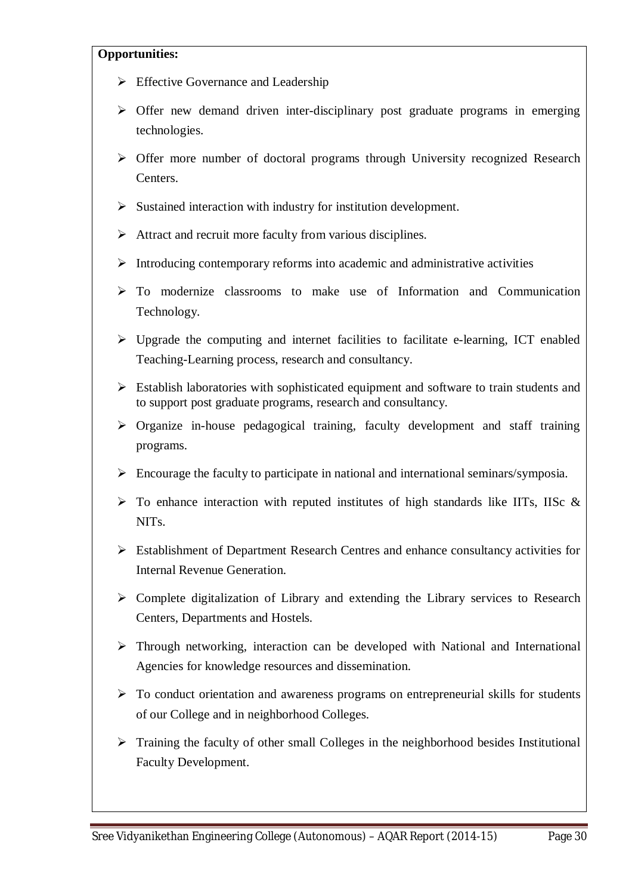**Opportunities:**

- Effective Governance and Leadership
- Offer new demand driven inter-disciplinary post graduate programs in emerging technologies.
- Offer more number of doctoral programs through University recognized Research Centers.
- Sustained interaction with industry for institution development.
- Attract and recruit more faculty from various disciplines.
- Introducing contemporary reforms into academic and administrative activities
- To modernize classrooms to make use of Information and Communication Technology.
- Upgrade the computing and internet facilities to facilitate e-learning, ICT enabled Teaching-Learning process, research and consultancy.
- Establish laboratories with sophisticated equipment and software to train students and to support post graduate programs, research and consultancy.
- Organize in-house pedagogical training, faculty development and staff training programs.
- Encourage the faculty to participate in national and international seminars/symposia.
- To enhance interaction with reputed institutes of high standards like IITs, IISc & NITs.
- Establishment of Department Research Centres and enhance consultancy activities for Internal Revenue Generation.
- Complete digitalization of Library and extending the Library services to Research Centers, Departments and Hostels.
- Through networking, interaction can be developed with National and International Agencies for knowledge resources and dissemination.
- To conduct orientation and awareness programs on entrepreneurial skills for students of our College and in neighborhood Colleges.
- Training the faculty of other small Colleges in the neighborhood besides Institutional Faculty Development.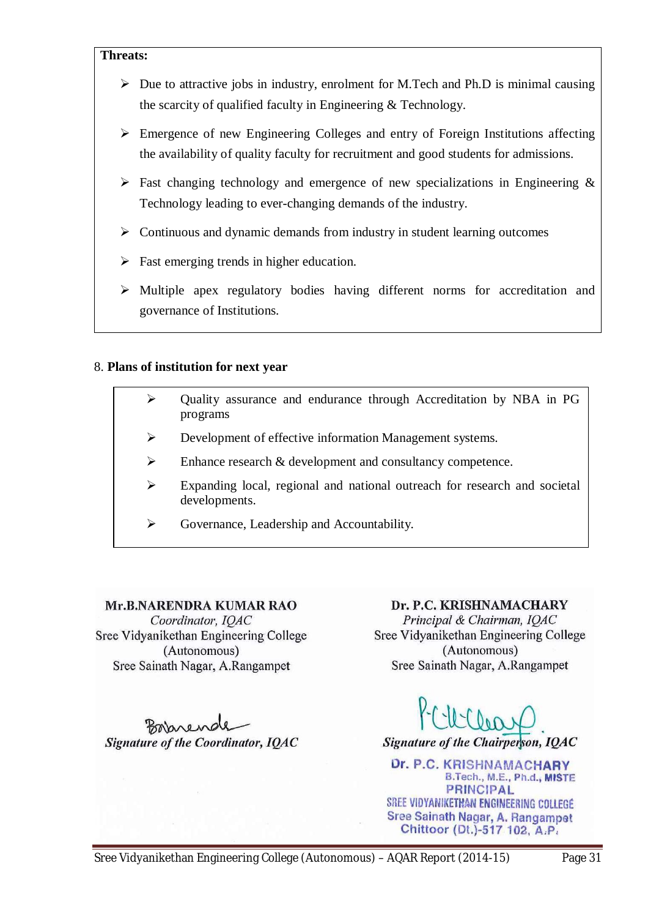**Threats:**

- Due to attractive jobs in industry, enrolment for M.Tech and Ph.D is minimal causing the scarcity of qualified faculty in Engineering & Technology.
- Emergence of new Engineering Colleges and entry of Foreign Institutions affecting the availability of quality faculty for recruitment and good students for admissions.
- Fast changing technology and emergence of new specializations in Engineering & Technology leading to ever-changing demands of the industry.
- Continuous and dynamic demands from industry in student learning outcomes
- Fast emerging trends in higher education.
- Multiple apex regulatory bodies having different norms for accreditation and governance of Institutions.

8. **Plans of institution for next year**

- Quality assurance and endurance through Accreditation by NBA in PG programs
- Development of effective information Management systems.
- Enhance research & development and consultancy competence.
- Expanding local, regional and national outreach for research and societal developments.
- Governance, Leadership and Accountability.

**Mr.B.NARENDRA KUMAR RAO**
*Coordinator, IQAC*
Sree Vidyanikethan Engineering College
(Autonomous)
Sree Sainath Nagar, A.Rangampet

***Signature of the Coordinator, IQAC***

**Dr. P.C. KRISHNAMACHARY**
*Principal & Chairman, IQAC*
Sree Vidyanikethan Engineering College
(Autonomous)
Sree Sainath Nagar, A.Rangampet

***Signature of the Chairperson, IQAC***

Dr. P.C. KRISHNAMACHARY
B.Tech., M.E., Ph.d., MISTE
PRINCIPAL
SREE VIDYANIKETHAN ENGINEERING COLLEGE
Sree Sainath Nagar, A. Rangampet
Chittoor (Dt.)-517 102, A.P.